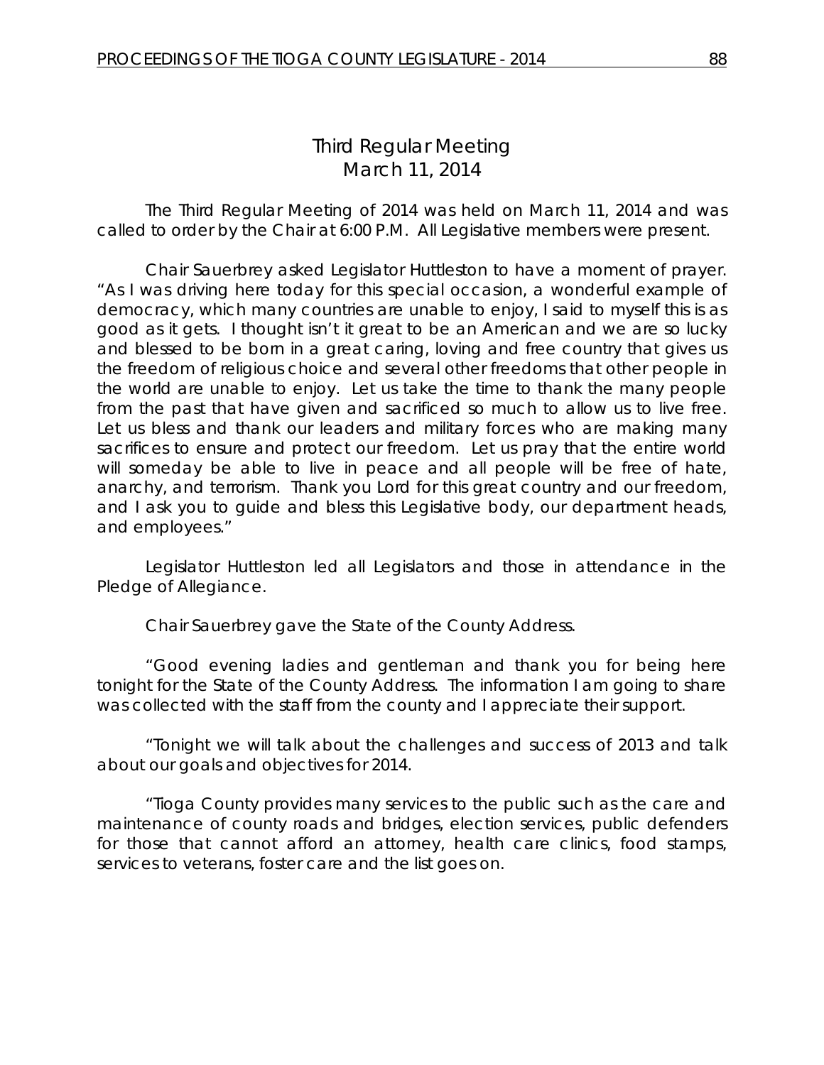# Third Regular Meeting
## March 11, 2014

The Third Regular Meeting of 2014 was held on March 11, 2014 and was called to order by the Chair at 6:00 P.M. All Legislative members were present.

Chair Sauerbrey asked Legislator Huttleston to have a moment of prayer. "As I was driving here today for this special occasion, a wonderful example of democracy, which many countries are unable to enjoy, I said to myself this is as good as it gets. I thought isn't it great to be an American and we are so lucky and blessed to be born in a great caring, loving and free country that gives us the freedom of religious choice and several other freedoms that other people in the world are unable to enjoy. Let us take the time to thank the many people from the past that have given and sacrificed so much to allow us to live free. Let us bless and thank our leaders and military forces who are making many sacrifices to ensure and protect our freedom. Let us pray that the entire world will someday be able to live in peace and all people will be free of hate, anarchy, and terrorism. Thank you Lord for this great country and our freedom, and I ask you to guide and bless this Legislative body, our department heads, and employees."

Legislator Huttleston led all Legislators and those in attendance in the Pledge of Allegiance.

Chair Sauerbrey gave the State of the County Address.

"Good evening ladies and gentleman and thank you for being here tonight for the State of the County Address. The information I am going to share was collected with the staff from the county and I appreciate their support.

"Tonight we will talk about the challenges and success of 2013 and talk about our goals and objectives for 2014.

"Tioga County provides many services to the public such as the care and maintenance of county roads and bridges, election services, public defenders for those that cannot afford an attorney, health care clinics, food stamps, services to veterans, foster care and the list goes on.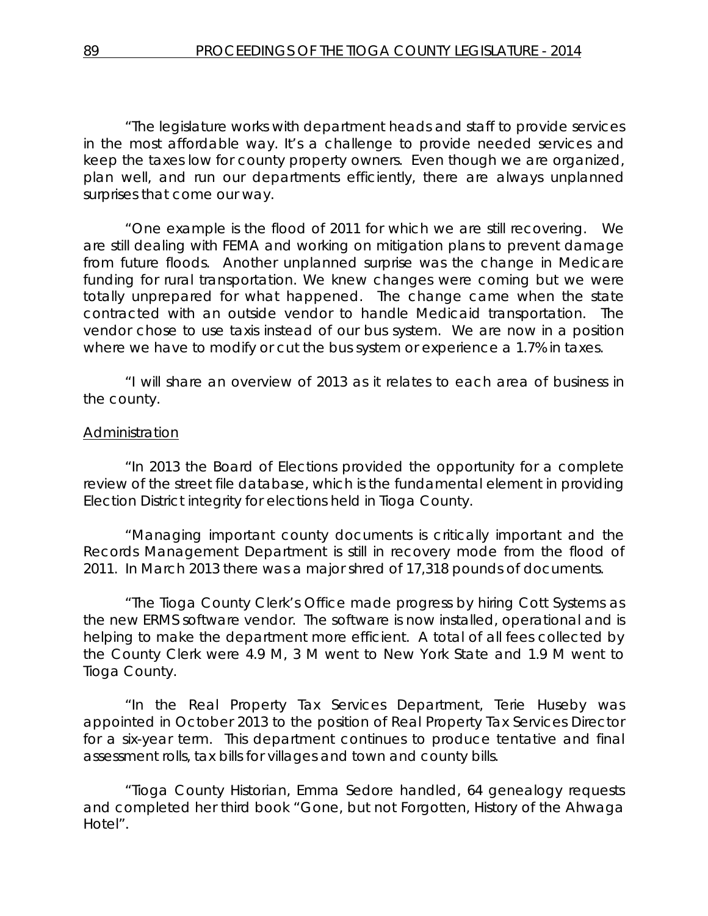"The legislature works with department heads and staff to provide services in the most affordable way. It's a challenge to provide needed services and keep the taxes low for county property owners. Even though we are organized, plan well, and run our departments efficiently, there are always unplanned surprises that come our way.

"One example is the flood of 2011 for which we are still recovering. We are still dealing with FEMA and working on mitigation plans to prevent damage from future floods. Another unplanned surprise was the change in Medicare funding for rural transportation. We knew changes were coming but we were totally unprepared for what happened. The change came when the state contracted with an outside vendor to handle Medicaid transportation. The vendor chose to use taxis instead of our bus system. We are now in a position where we have to modify or cut the bus system or experience a 1.7% in taxes.

"I will share an overview of 2013 as it relates to each area of business in the county.

Administration

"In 2013 the Board of Elections provided the opportunity for a complete review of the street file database, which is the fundamental element in providing Election District integrity for elections held in Tioga County.

"Managing important county documents is critically important and the Records Management Department is still in recovery mode from the flood of 2011. In March 2013 there was a major shred of 17,318 pounds of documents.

"The Tioga County Clerk's Office made progress by hiring Cott Systems as the new ERMS software vendor. The software is now installed, operational and is helping to make the department more efficient. A total of all fees collected by the County Clerk were 4.9 M, 3 M went to New York State and 1.9 M went to Tioga County.

"In the Real Property Tax Services Department, Terie Huseby was appointed in October 2013 to the position of Real Property Tax Services Director for a six-year term. This department continues to produce tentative and final assessment rolls, tax bills for villages and town and county bills.

"Tioga County Historian, Emma Sedore handled, 64 genealogy requests and completed her third book "Gone, but not Forgotten, History of the Ahwaga Hotel".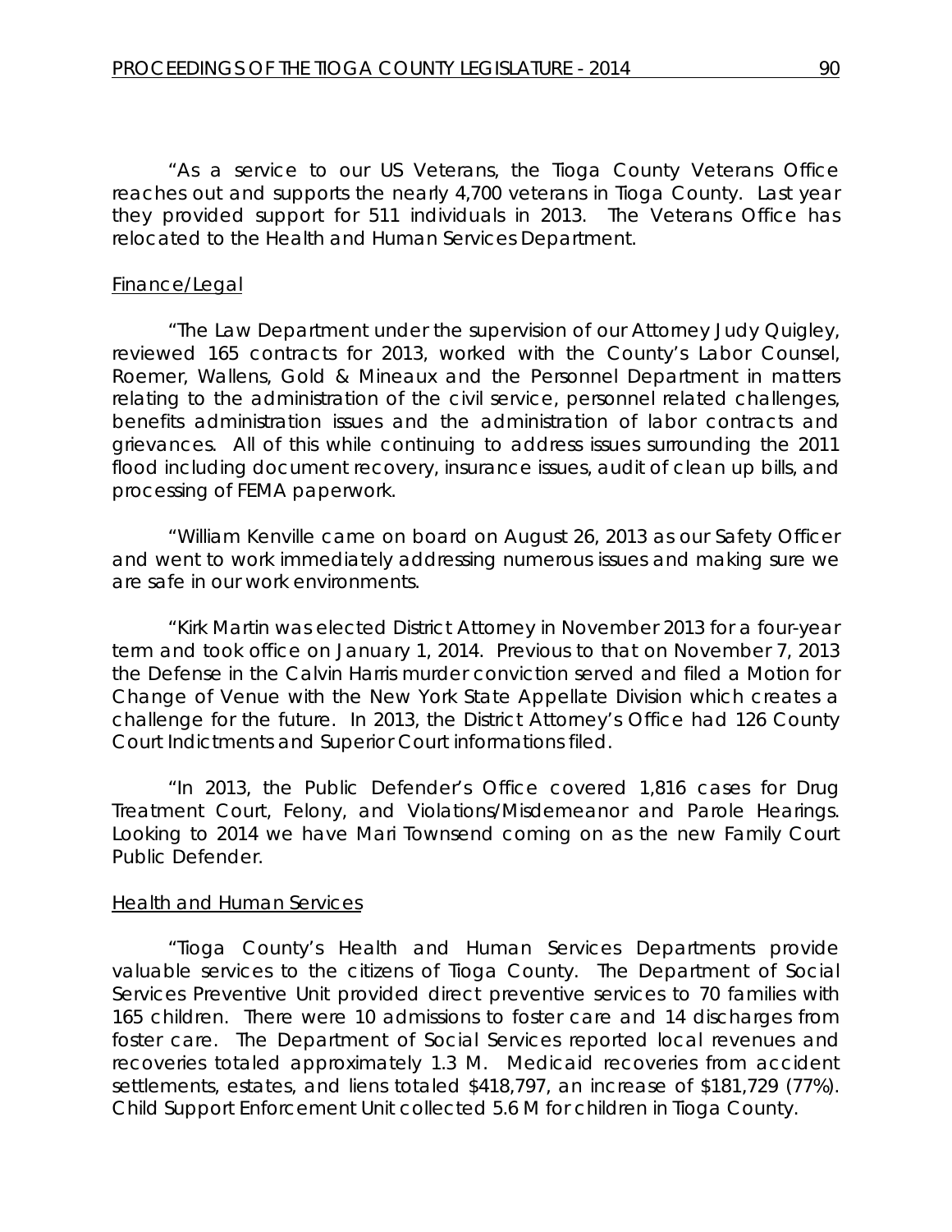"As a service to our US Veterans, the Tioga County Veterans Office reaches out and supports the nearly 4,700 veterans in Tioga County. Last year they provided support for 511 individuals in 2013. The Veterans Office has relocated to the Health and Human Services Department.

Finance/Legal

"The Law Department under the supervision of our Attorney Judy Quigley, reviewed 165 contracts for 2013, worked with the County's Labor Counsel, Roemer, Wallens, Gold & Mineaux and the Personnel Department in matters relating to the administration of the civil service, personnel related challenges, benefits administration issues and the administration of labor contracts and grievances. All of this while continuing to address issues surrounding the 2011 flood including document recovery, insurance issues, audit of clean up bills, and processing of FEMA paperwork.

"William Kenville came on board on August 26, 2013 as our Safety Officer and went to work immediately addressing numerous issues and making sure we are safe in our work environments.

"Kirk Martin was elected District Attorney in November 2013 for a four-year term and took office on January 1, 2014. Previous to that on November 7, 2013 the Defense in the Calvin Harris murder conviction served and filed a Motion for Change of Venue with the New York State Appellate Division which creates a challenge for the future. In 2013, the District Attorney's Office had 126 County Court Indictments and Superior Court informations filed.

"In 2013, the Public Defender's Office covered 1,816 cases for Drug Treatment Court, Felony, and Violations/Misdemeanor and Parole Hearings. Looking to 2014 we have Mari Townsend coming on as the new Family Court Public Defender.

Health and Human Services

"Tioga County's Health and Human Services Departments provide valuable services to the citizens of Tioga County. The Department of Social Services Preventive Unit provided direct preventive services to 70 families with 165 children. There were 10 admissions to foster care and 14 discharges from foster care. The Department of Social Services reported local revenues and recoveries totaled approximately 1.3 M. Medicaid recoveries from accident settlements, estates, and liens totaled $418,797, an increase of $181,729 (77%). Child Support Enforcement Unit collected 5.6 M for children in Tioga County.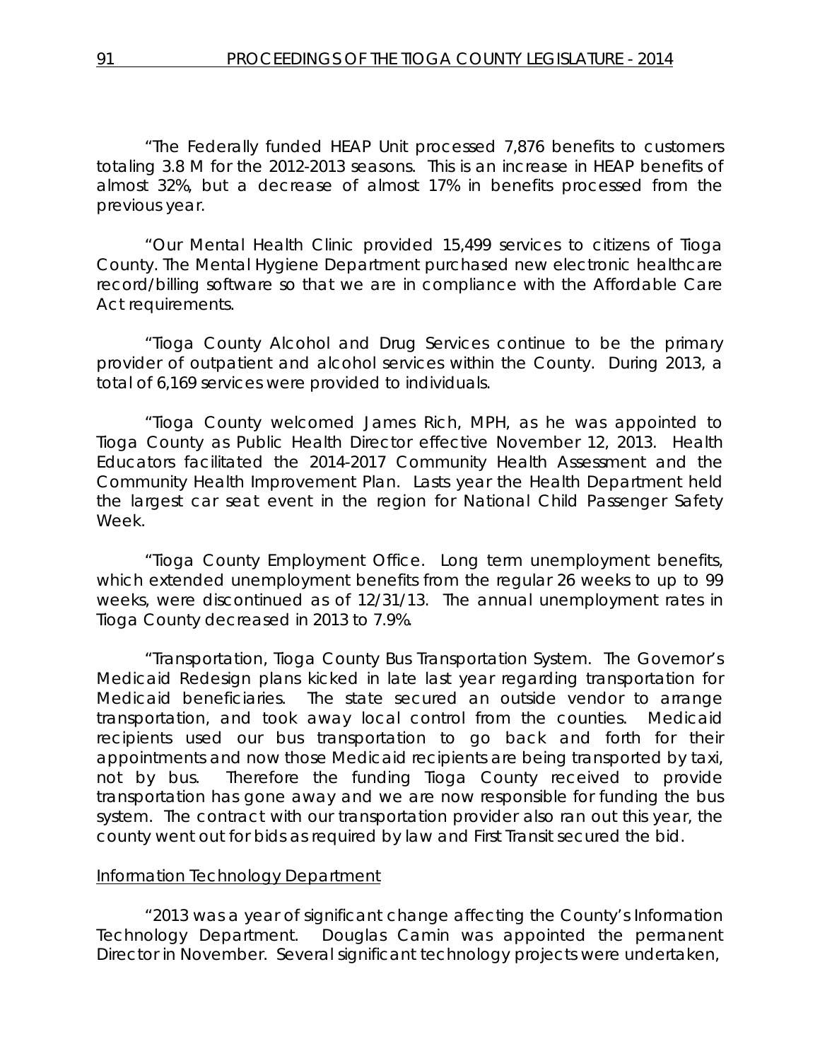"The Federally funded HEAP Unit processed 7,876 benefits to customers totaling 3.8 M for the 2012-2013 seasons. This is an increase in HEAP benefits of almost 32%, but a decrease of almost 17% in benefits processed from the previous year.

"Our Mental Health Clinic provided 15,499 services to citizens of Tioga County. The Mental Hygiene Department purchased new electronic healthcare record/billing software so that we are in compliance with the Affordable Care Act requirements.

"Tioga County Alcohol and Drug Services continue to be the primary provider of outpatient and alcohol services within the County. During 2013, a total of 6,169 services were provided to individuals.

"Tioga County welcomed James Rich, MPH, as he was appointed to Tioga County as Public Health Director effective November 12, 2013. Health Educators facilitated the 2014-2017 Community Health Assessment and the Community Health Improvement Plan. Lasts year the Health Department held the largest car seat event in the region for National Child Passenger Safety Week.

"Tioga County Employment Office. Long term unemployment benefits, which extended unemployment benefits from the regular 26 weeks to up to 99 weeks, were discontinued as of 12/31/13. The annual unemployment rates in Tioga County decreased in 2013 to 7.9%.

"Transportation, Tioga County Bus Transportation System. The Governor's Medicaid Redesign plans kicked in late last year regarding transportation for Medicaid beneficiaries. The state secured an outside vendor to arrange transportation, and took away local control from the counties. Medicaid recipients used our bus transportation to go back and forth for their appointments and now those Medicaid recipients are being transported by taxi, not by bus. Therefore the funding Tioga County received to provide transportation has gone away and we are now responsible for funding the bus system. The contract with our transportation provider also ran out this year, the county went out for bids as required by law and First Transit secured the bid.

Information Technology Department

"2013 was a year of significant change affecting the County's Information Technology Department. Douglas Camin was appointed the permanent Director in November. Several significant technology projects were undertaken,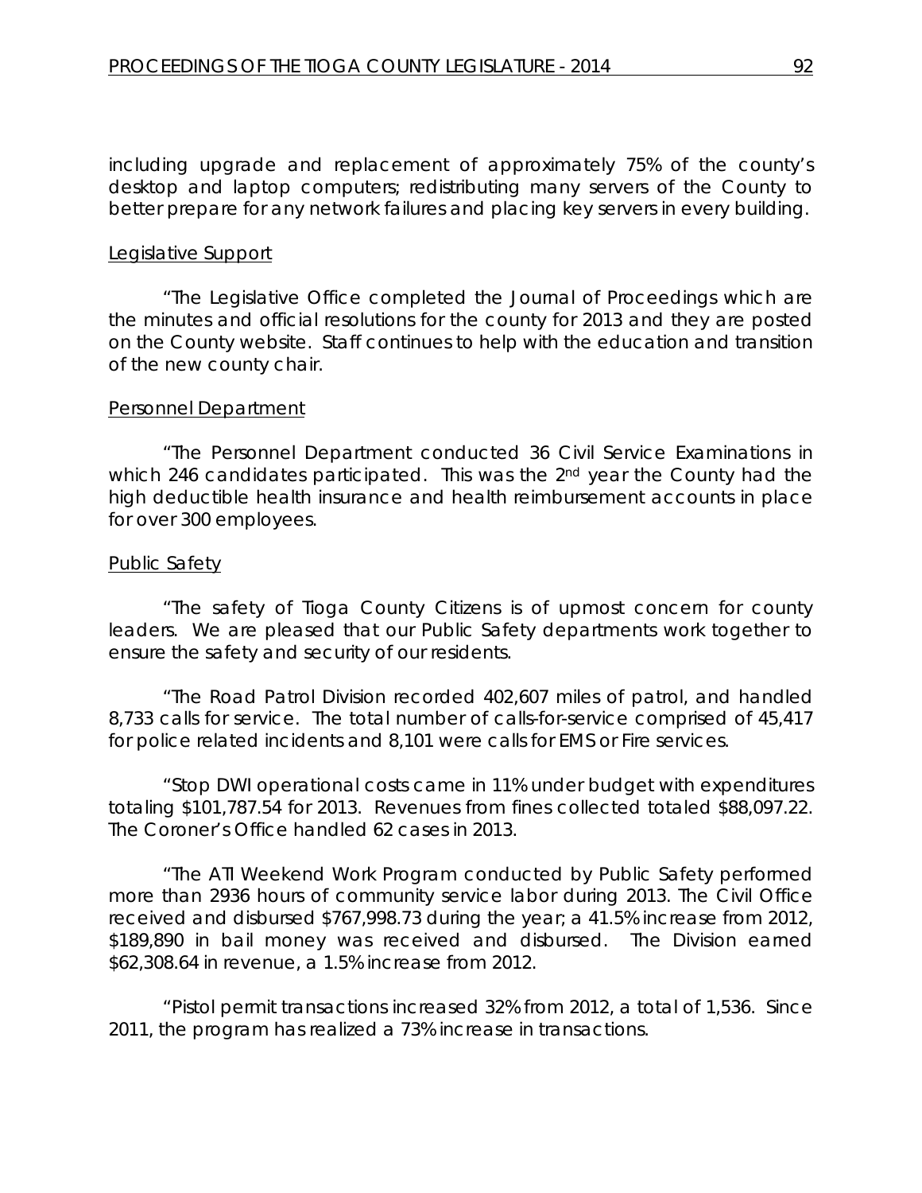including upgrade and replacement of approximately 75% of the county's desktop and laptop computers; redistributing many servers of the County to better prepare for any network failures and placing key servers in every building.

Legislative Support

"The Legislative Office completed the Journal of Proceedings which are the minutes and official resolutions for the county for 2013 and they are posted on the County website. Staff continues to help with the education and transition of the new county chair.

Personnel Department

"The Personnel Department conducted 36 Civil Service Examinations in which 246 candidates participated. This was the 2nd year the County had the high deductible health insurance and health reimbursement accounts in place for over 300 employees.

Public Safety

"The safety of Tioga County Citizens is of upmost concern for county leaders. We are pleased that our Public Safety departments work together to ensure the safety and security of our residents.

"The Road Patrol Division recorded 402,607 miles of patrol, and handled 8,733 calls for service. The total number of calls-for-service comprised of 45,417 for police related incidents and 8,101 were calls for EMS or Fire services.

"Stop DWI operational costs came in 11% under budget with expenditures totaling $101,787.54 for 2013. Revenues from fines collected totaled $88,097.22. The Coroner's Office handled 62 cases in 2013.

"The ATI Weekend Work Program conducted by Public Safety performed more than 2936 hours of community service labor during 2013. The Civil Office received and disbursed $767,998.73 during the year; a 41.5% increase from 2012, $189,890 in bail money was received and disbursed. The Division earned $62,308.64 in revenue, a 1.5% increase from 2012.

"Pistol permit transactions increased 32% from 2012, a total of 1,536. Since 2011, the program has realized a 73% increase in transactions.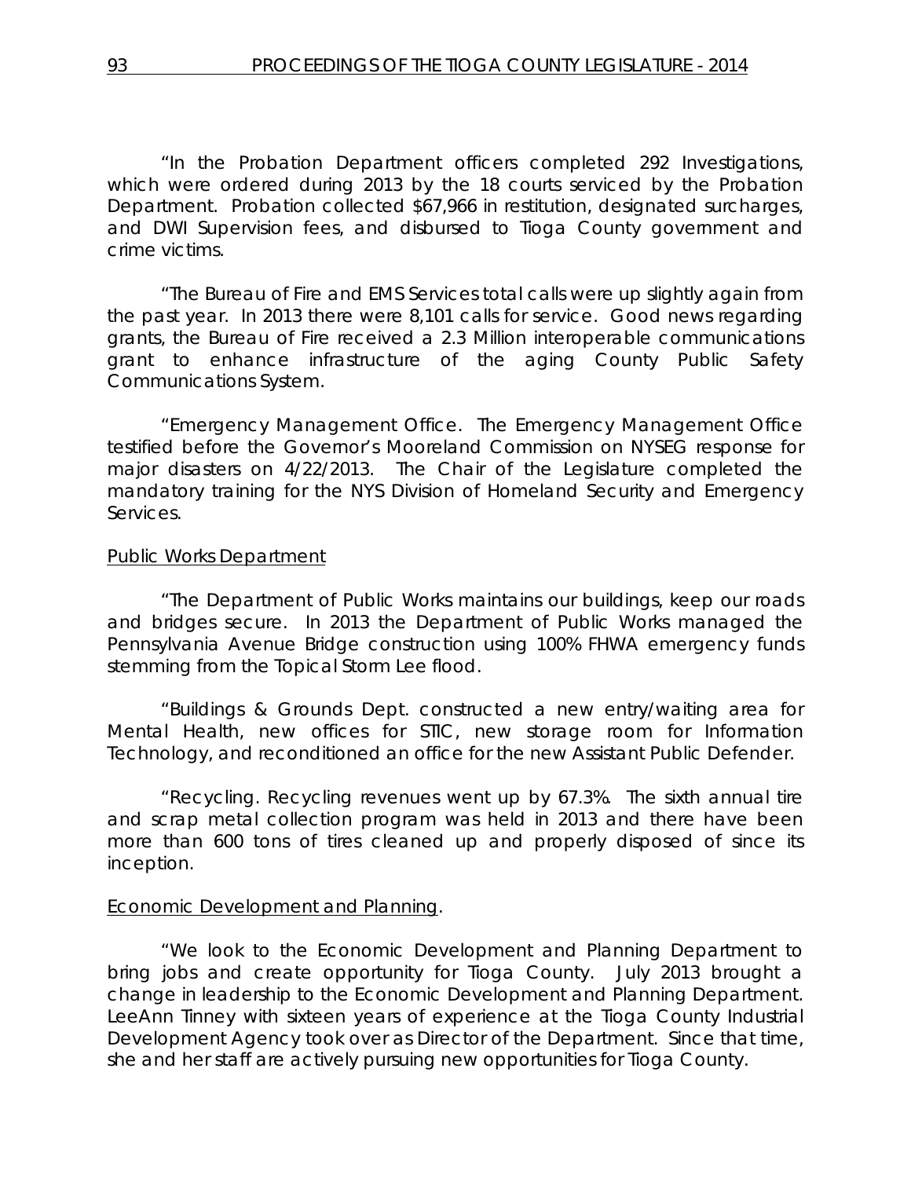"In the Probation Department officers completed 292 Investigations, which were ordered during 2013 by the 18 courts serviced by the Probation Department. Probation collected $67,966 in restitution, designated surcharges, and DWI Supervision fees, and disbursed to Tioga County government and crime victims.

"The Bureau of Fire and EMS Services total calls were up slightly again from the past year. In 2013 there were 8,101 calls for service. Good news regarding grants, the Bureau of Fire received a 2.3 Million interoperable communications grant to enhance infrastructure of the aging County Public Safety Communications System.

"Emergency Management Office. The Emergency Management Office testified before the Governor's Mooreland Commission on NYSEG response for major disasters on 4/22/2013. The Chair of the Legislature completed the mandatory training for the NYS Division of Homeland Security and Emergency Services.

Public Works Department

"The Department of Public Works maintains our buildings, keep our roads and bridges secure. In 2013 the Department of Public Works managed the Pennsylvania Avenue Bridge construction using 100% FHWA emergency funds stemming from the Topical Storm Lee flood.

"Buildings & Grounds Dept. constructed a new entry/waiting area for Mental Health, new offices for STIC, new storage room for Information Technology, and reconditioned an office for the new Assistant Public Defender.

"Recycling. Recycling revenues went up by 67.3%. The sixth annual tire and scrap metal collection program was held in 2013 and there have been more than 600 tons of tires cleaned up and properly disposed of since its inception.

Economic Development and Planning.

"We look to the Economic Development and Planning Department to bring jobs and create opportunity for Tioga County. July 2013 brought a change in leadership to the Economic Development and Planning Department. LeeAnn Tinney with sixteen years of experience at the Tioga County Industrial Development Agency took over as Director of the Department. Since that time, she and her staff are actively pursuing new opportunities for Tioga County.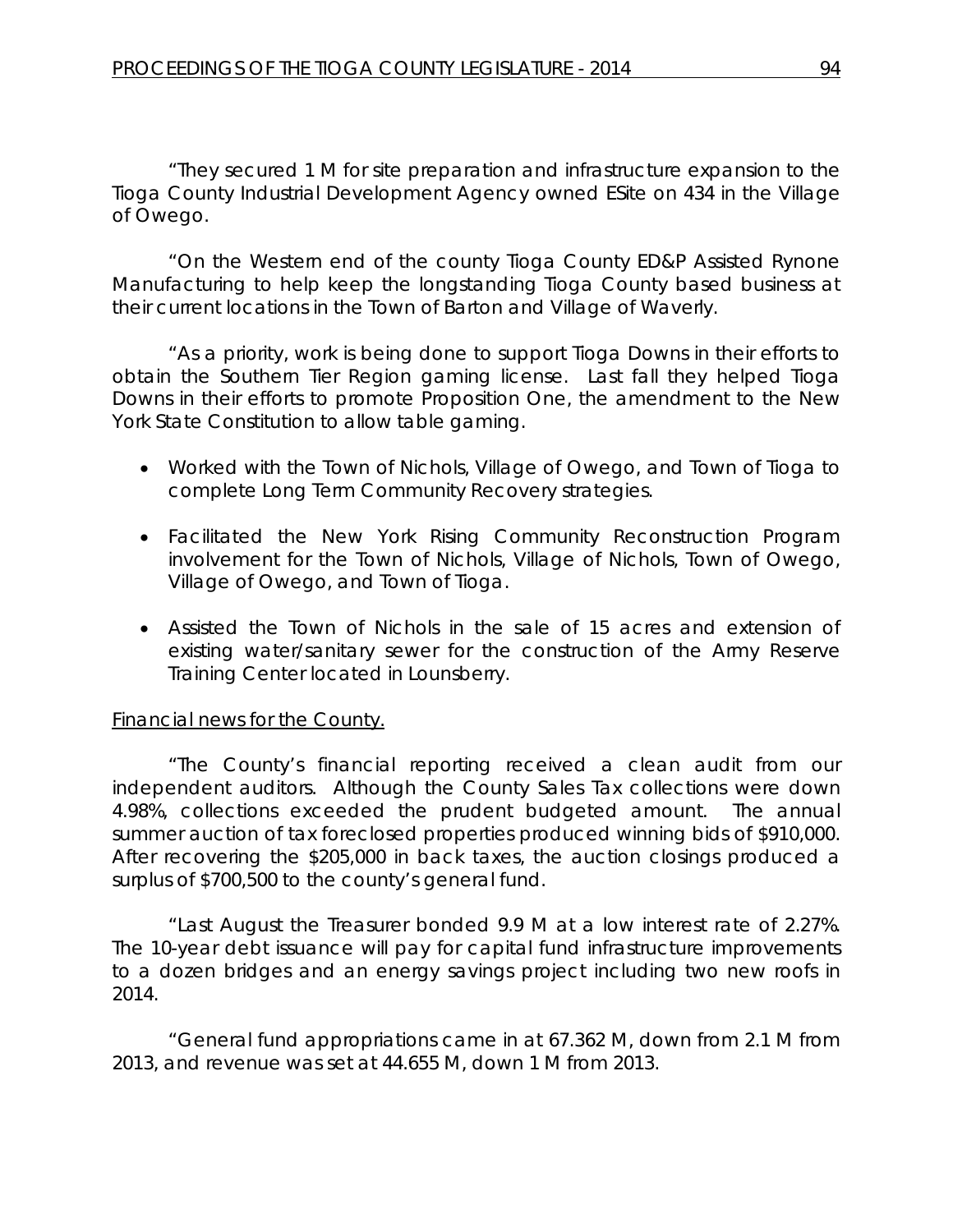"They secured 1 M for site preparation and infrastructure expansion to the Tioga County Industrial Development Agency owned ESite on 434 in the Village of Owego.

"On the Western end of the county Tioga County ED&P Assisted Rynone Manufacturing to help keep the longstanding Tioga County based business at their current locations in the Town of Barton and Village of Waverly.

"As a priority, work is being done to support Tioga Downs in their efforts to obtain the Southern Tier Region gaming license. Last fall they helped Tioga Downs in their efforts to promote Proposition One, the amendment to the New York State Constitution to allow table gaming.

- Worked with the Town of Nichols, Village of Owego, and Town of Tioga to complete Long Term Community Recovery strategies.
- Facilitated the New York Rising Community Reconstruction Program involvement for the Town of Nichols, Village of Nichols, Town of Owego, Village of Owego, and Town of Tioga.
- Assisted the Town of Nichols in the sale of 15 acres and extension of existing water/sanitary sewer for the construction of the Army Reserve Training Center located in Lounsberry.

<u>Financial news for the County.</u>

"The County's financial reporting received a clean audit from our independent auditors. Although the County Sales Tax collections were down 4.98%, collections exceeded the prudent budgeted amount. The annual summer auction of tax foreclosed properties produced winning bids of $910,000. After recovering the $205,000 in back taxes, the auction closings produced a surplus of $700,500 to the county's general fund.

"Last August the Treasurer bonded 9.9 M at a low interest rate of 2.27%. The 10-year debt issuance will pay for capital fund infrastructure improvements to a dozen bridges and an energy savings project including two new roofs in 2014.

"General fund appropriations came in at 67.362 M, down from 2.1 M from 2013, and revenue was set at 44.655 M, down 1 M from 2013.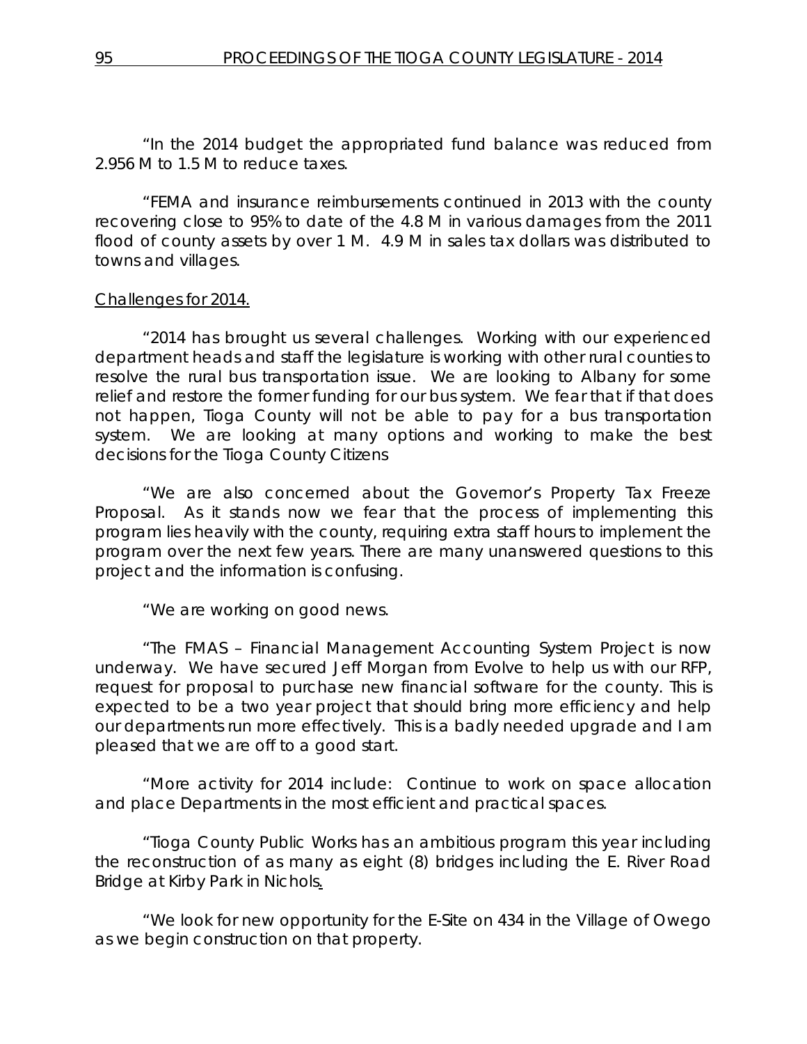"In the 2014 budget the appropriated fund balance was reduced from 2.956 M to 1.5 M to reduce taxes.

"FEMA and insurance reimbursements continued in 2013 with the county recovering close to 95% to date of the 4.8 M in various damages from the 2011 flood of county assets by over 1 M. 4.9 M in sales tax dollars was distributed to towns and villages.

Challenges for 2014.

"2014 has brought us several challenges. Working with our experienced department heads and staff the legislature is working with other rural counties to resolve the rural bus transportation issue. We are looking to Albany for some relief and restore the former funding for our bus system. We fear that if that does not happen, Tioga County will not be able to pay for a bus transportation system. We are looking at many options and working to make the best decisions for the Tioga County Citizens

"We are also concerned about the Governor's Property Tax Freeze Proposal. As it stands now we fear that the process of implementing this program lies heavily with the county, requiring extra staff hours to implement the program over the next few years. There are many unanswered questions to this project and the information is confusing.

"We are working on good news.

"The FMAS – Financial Management Accounting System Project is now underway. We have secured Jeff Morgan from Evolve to help us with our RFP, request for proposal to purchase new financial software for the county. This is expected to be a two year project that should bring more efficiency and help our departments run more effectively. This is a badly needed upgrade and I am pleased that we are off to a good start.

"More activity for 2014 include: Continue to work on space allocation and place Departments in the most efficient and practical spaces.

"Tioga County Public Works has an ambitious program this year including the reconstruction of as many as eight (8) bridges including the E. River Road Bridge at Kirby Park in Nichols.

"We look for new opportunity for the E-Site on 434 in the Village of Owego as we begin construction on that property.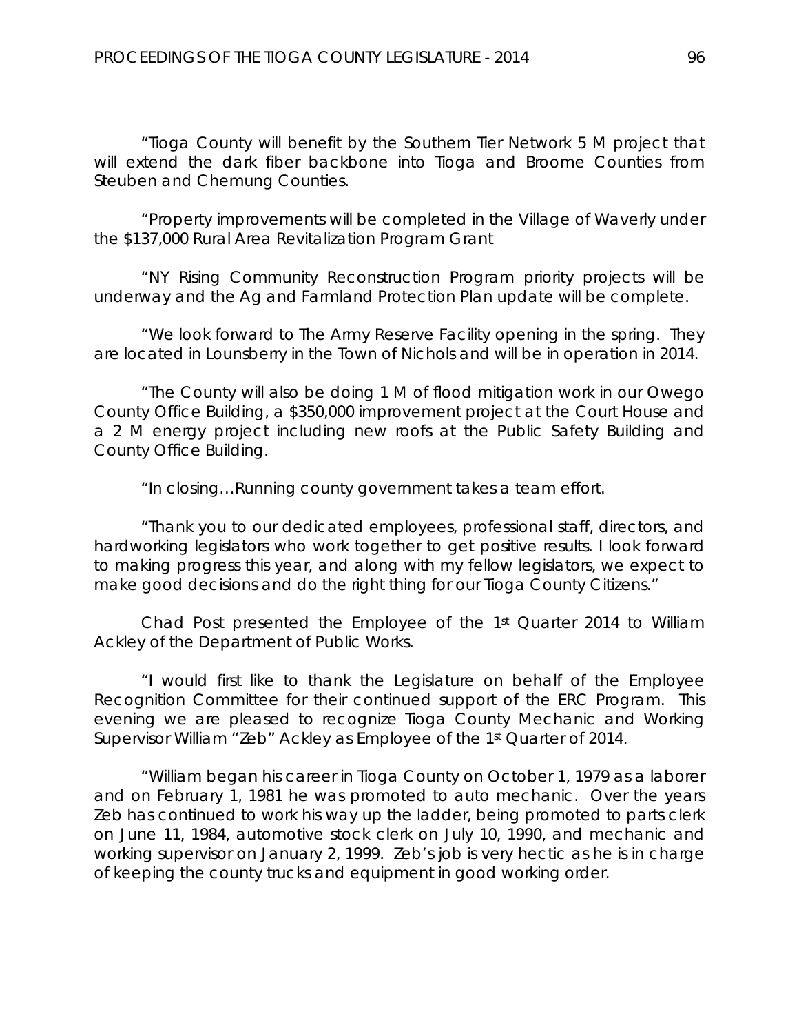"Tioga County will benefit by the Southern Tier Network 5 M project that will extend the dark fiber backbone into Tioga and Broome Counties from Steuben and Chemung Counties.

"Property improvements will be completed in the Village of Waverly under the $137,000 Rural Area Revitalization Program Grant

"NY Rising Community Reconstruction Program priority projects will be underway and the Ag and Farmland Protection Plan update will be complete.

"We look forward to The Army Reserve Facility opening in the spring. They are located in Lounsberry in the Town of Nichols and will be in operation in 2014.

"The County will also be doing 1 M of flood mitigation work in our Owego County Office Building, a $350,000 improvement project at the Court House and a 2 M energy project including new roofs at the Public Safety Building and County Office Building.

"In closing…Running county government takes a team effort.

"Thank you to our dedicated employees, professional staff, directors, and hardworking legislators who work together to get positive results. I look forward to making progress this year, and along with my fellow legislators, we expect to make good decisions and do the right thing for our Tioga County Citizens."

Chad Post presented the Employee of the 1st Quarter 2014 to William Ackley of the Department of Public Works.

"I would first like to thank the Legislature on behalf of the Employee Recognition Committee for their continued support of the ERC Program. This evening we are pleased to recognize Tioga County Mechanic and Working Supervisor William "Zeb" Ackley as Employee of the 1st Quarter of 2014.

"William began his career in Tioga County on October 1, 1979 as a laborer and on February 1, 1981 he was promoted to auto mechanic. Over the years Zeb has continued to work his way up the ladder, being promoted to parts clerk on June 11, 1984, automotive stock clerk on July 10, 1990, and mechanic and working supervisor on January 2, 1999. Zeb's job is very hectic as he is in charge of keeping the county trucks and equipment in good working order.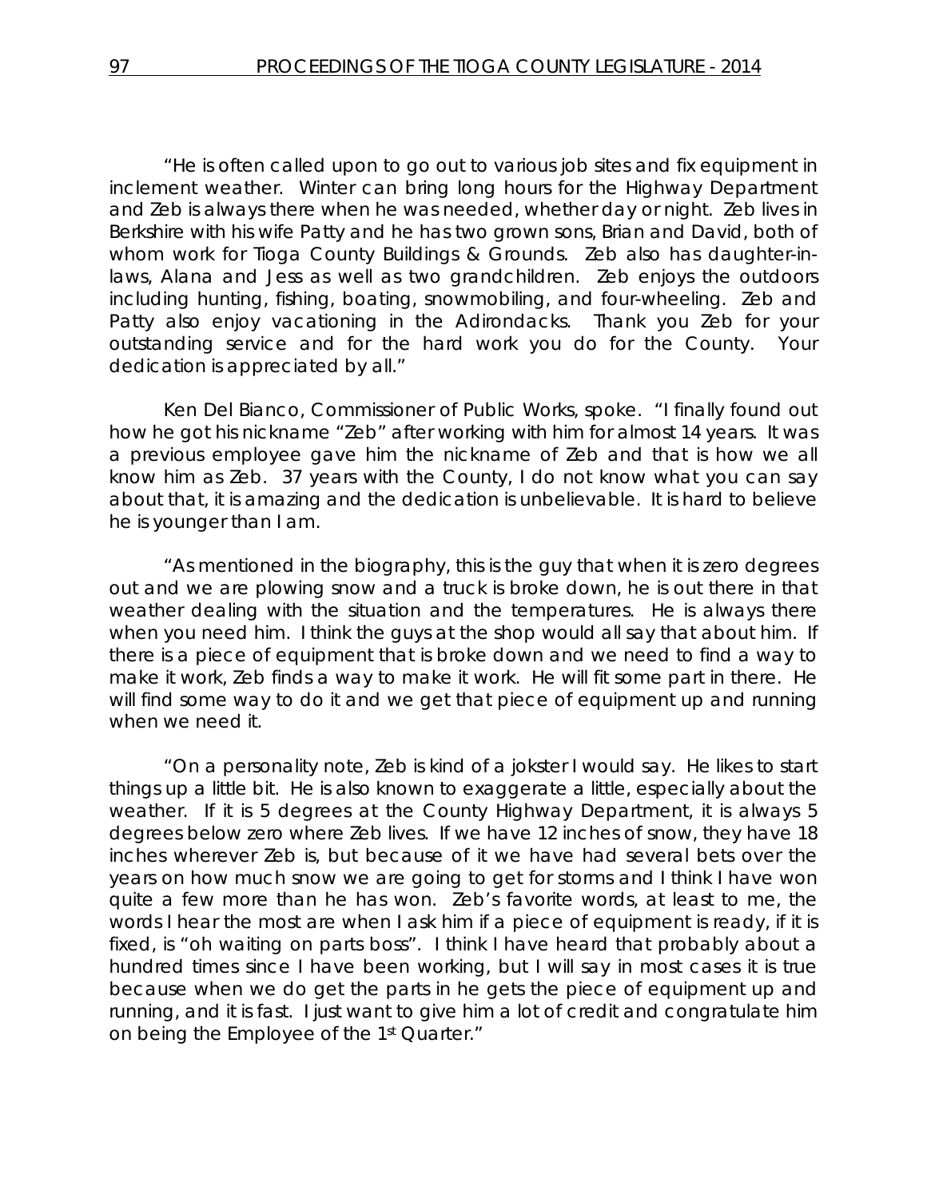"He is often called upon to go out to various job sites and fix equipment in inclement weather. Winter can bring long hours for the Highway Department and Zeb is always there when he was needed, whether day or night. Zeb lives in Berkshire with his wife Patty and he has two grown sons, Brian and David, both of whom work for Tioga County Buildings & Grounds. Zeb also has daughter-in-laws, Alana and Jess as well as two grandchildren. Zeb enjoys the outdoors including hunting, fishing, boating, snowmobiling, and four-wheeling. Zeb and Patty also enjoy vacationing in the Adirondacks. Thank you Zeb for your outstanding service and for the hard work you do for the County. Your dedication is appreciated by all."

Ken Del Bianco, Commissioner of Public Works, spoke. "I finally found out how he got his nickname "Zeb" after working with him for almost 14 years. It was a previous employee gave him the nickname of Zeb and that is how we all know him as Zeb. 37 years with the County, I do not know what you can say about that, it is amazing and the dedication is unbelievable. It is hard to believe he is younger than I am.

"As mentioned in the biography, this is the guy that when it is zero degrees out and we are plowing snow and a truck is broke down, he is out there in that weather dealing with the situation and the temperatures. He is always there when you need him. I think the guys at the shop would all say that about him. If there is a piece of equipment that is broke down and we need to find a way to make it work, Zeb finds a way to make it work. He will fit some part in there. He will find some way to do it and we get that piece of equipment up and running when we need it.

"On a personality note, Zeb is kind of a jokster I would say. He likes to start things up a little bit. He is also known to exaggerate a little, especially about the weather. If it is 5 degrees at the County Highway Department, it is always 5 degrees below zero where Zeb lives. If we have 12 inches of snow, they have 18 inches wherever Zeb is, but because of it we have had several bets over the years on how much snow we are going to get for storms and I think I have won quite a few more than he has won. Zeb's favorite words, at least to me, the words I hear the most are when I ask him if a piece of equipment is ready, if it is fixed, is "oh waiting on parts boss". I think I have heard that probably about a hundred times since I have been working, but I will say in most cases it is true because when we do get the parts in he gets the piece of equipment up and running, and it is fast. I just want to give him a lot of credit and congratulate him on being the Employee of the 1st Quarter."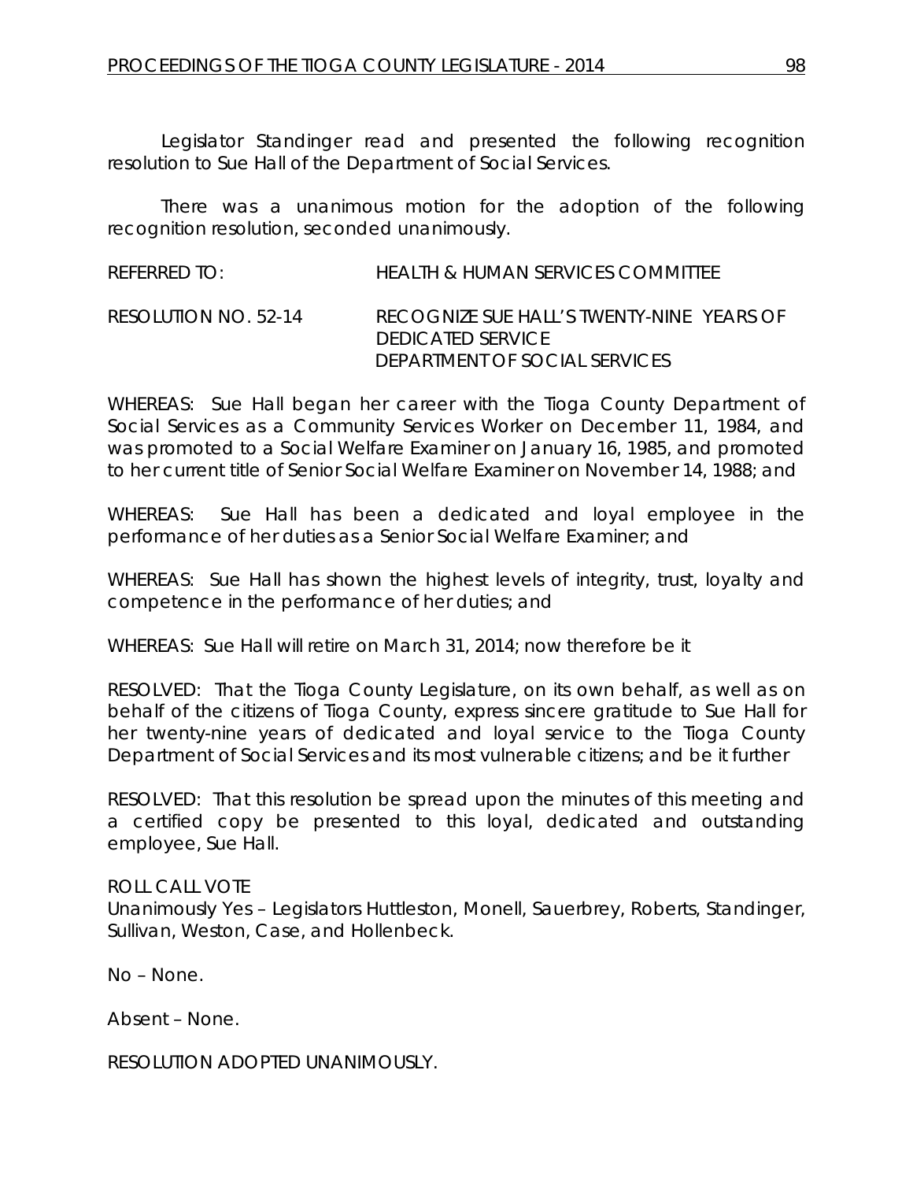Legislator Standinger read and presented the following recognition resolution to Sue Hall of the Department of Social Services.

There was a unanimous motion for the adoption of the following recognition resolution, seconded unanimously.

REFERRED TO: HEALTH & HUMAN SERVICES COMMITTEE

RESOLUTION NO. 52-14 RECOGNIZE SUE HALL'S TWENTY-NINE YEARS OF DEDICATED SERVICE DEPARTMENT OF SOCIAL SERVICES

WHEREAS: Sue Hall began her career with the Tioga County Department of Social Services as a Community Services Worker on December 11, 1984, and was promoted to a Social Welfare Examiner on January 16, 1985, and promoted to her current title of Senior Social Welfare Examiner on November 14, 1988; and

WHEREAS: Sue Hall has been a dedicated and loyal employee in the performance of her duties as a Senior Social Welfare Examiner; and

WHEREAS: Sue Hall has shown the highest levels of integrity, trust, loyalty and competence in the performance of her duties; and

WHEREAS: Sue Hall will retire on March 31, 2014; now therefore be it

RESOLVED: That the Tioga County Legislature, on its own behalf, as well as on behalf of the citizens of Tioga County, express sincere gratitude to Sue Hall for her twenty-nine years of dedicated and loyal service to the Tioga County Department of Social Services and its most vulnerable citizens; and be it further

RESOLVED: That this resolution be spread upon the minutes of this meeting and a certified copy be presented to this loyal, dedicated and outstanding employee, Sue Hall.

ROLL CALL VOTE
Unanimously Yes – Legislators Huttleston, Monell, Sauerbrey, Roberts, Standinger, Sullivan, Weston, Case, and Hollenbeck.

No – None.

Absent – None.

RESOLUTION ADOPTED UNANIMOUSLY.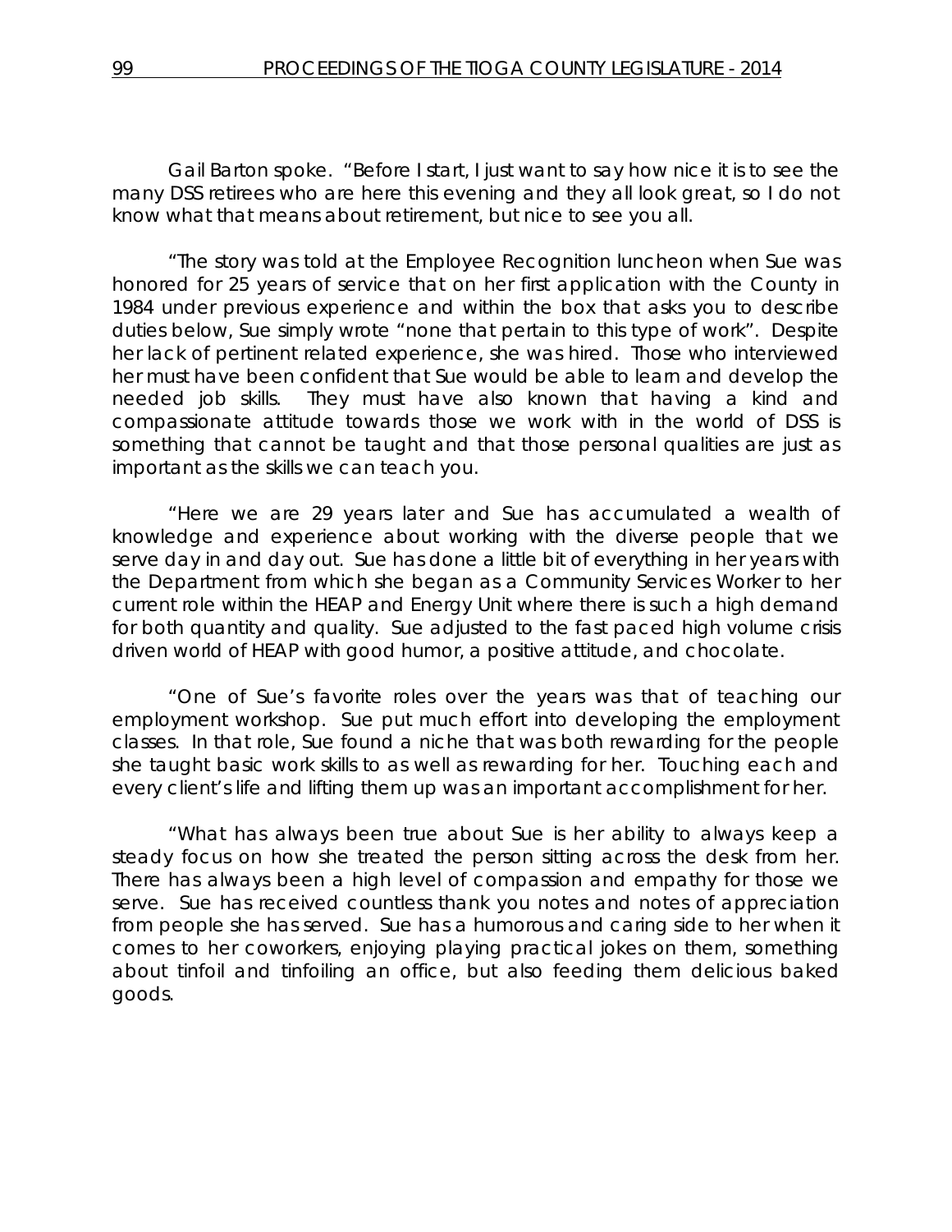Gail Barton spoke. "Before I start, I just want to say how nice it is to see the many DSS retirees who are here this evening and they all look great, so I do not know what that means about retirement, but nice to see you all.

"The story was told at the Employee Recognition luncheon when Sue was honored for 25 years of service that on her first application with the County in 1984 under previous experience and within the box that asks you to describe duties below, Sue simply wrote "none that pertain to this type of work". Despite her lack of pertinent related experience, she was hired. Those who interviewed her must have been confident that Sue would be able to learn and develop the needed job skills. They must have also known that having a kind and compassionate attitude towards those we work with in the world of DSS is something that cannot be taught and that those personal qualities are just as important as the skills we can teach you.

"Here we are 29 years later and Sue has accumulated a wealth of knowledge and experience about working with the diverse people that we serve day in and day out. Sue has done a little bit of everything in her years with the Department from which she began as a Community Services Worker to her current role within the HEAP and Energy Unit where there is such a high demand for both quantity and quality. Sue adjusted to the fast paced high volume crisis driven world of HEAP with good humor, a positive attitude, and chocolate.

"One of Sue's favorite roles over the years was that of teaching our employment workshop. Sue put much effort into developing the employment classes. In that role, Sue found a niche that was both rewarding for the people she taught basic work skills to as well as rewarding for her. Touching each and every client's life and lifting them up was an important accomplishment for her.

"What has always been true about Sue is her ability to always keep a steady focus on how she treated the person sitting across the desk from her. There has always been a high level of compassion and empathy for those we serve. Sue has received countless thank you notes and notes of appreciation from people she has served. Sue has a humorous and caring side to her when it comes to her coworkers, enjoying playing practical jokes on them, something about tinfoil and tinfoiling an office, but also feeding them delicious baked goods.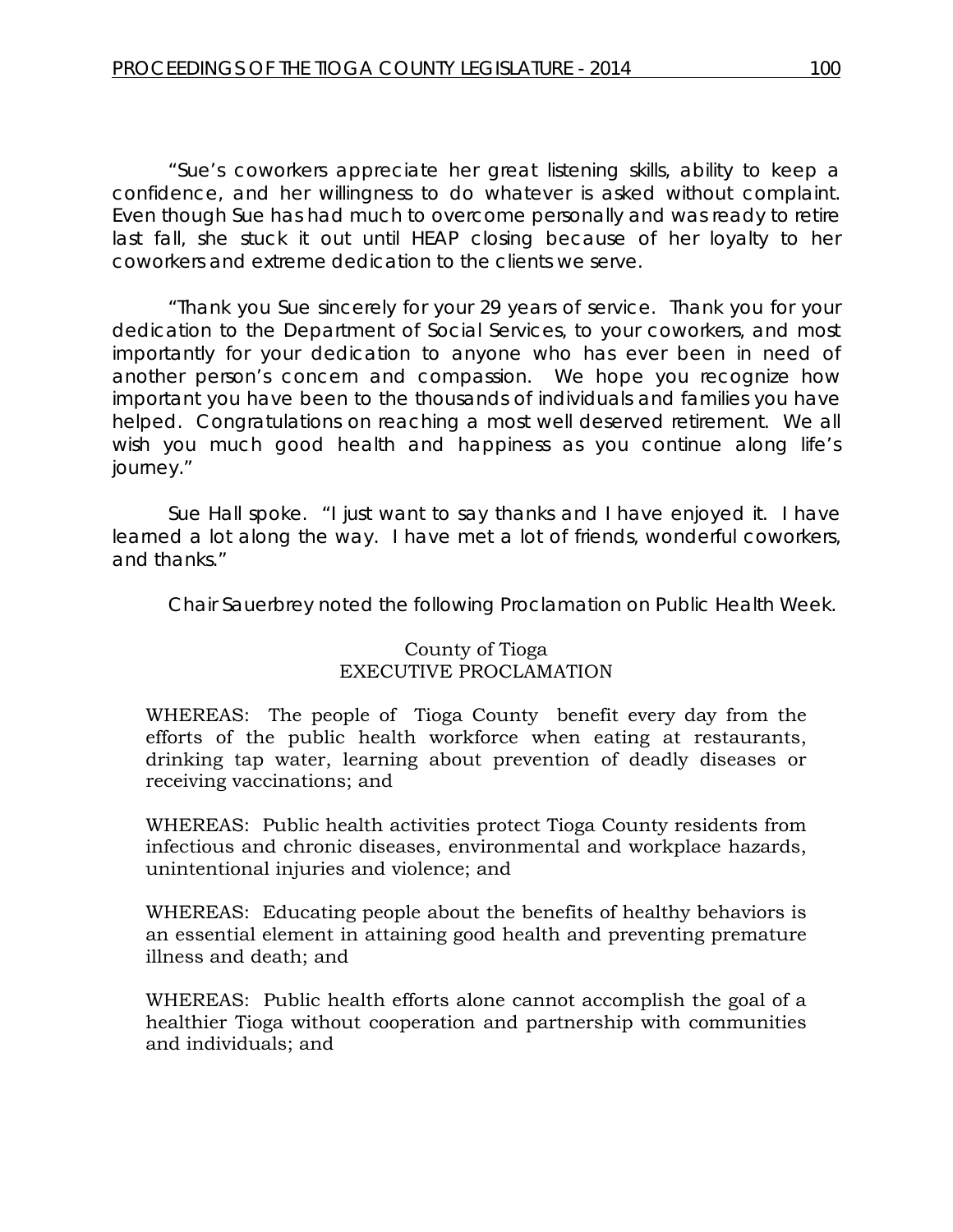"Sue's coworkers appreciate her great listening skills, ability to keep a confidence, and her willingness to do whatever is asked without complaint. Even though Sue has had much to overcome personally and was ready to retire last fall, she stuck it out until HEAP closing because of her loyalty to her coworkers and extreme dedication to the clients we serve.

"Thank you Sue sincerely for your 29 years of service. Thank you for your dedication to the Department of Social Services, to your coworkers, and most importantly for your dedication to anyone who has ever been in need of another person's concern and compassion. We hope you recognize how important you have been to the thousands of individuals and families you have helped. Congratulations on reaching a most well deserved retirement. We all wish you much good health and happiness as you continue along life's journey."

Sue Hall spoke. "I just want to say thanks and I have enjoyed it. I have learned a lot along the way. I have met a lot of friends, wonderful coworkers, and thanks."

Chair Sauerbrey noted the following Proclamation on Public Health Week.

County of Tioga
EXECUTIVE PROCLAMATION

WHEREAS: The people of Tioga County benefit every day from the efforts of the public health workforce when eating at restaurants, drinking tap water, learning about prevention of deadly diseases or receiving vaccinations; and

WHEREAS: Public health activities protect Tioga County residents from infectious and chronic diseases, environmental and workplace hazards, unintentional injuries and violence; and

WHEREAS: Educating people about the benefits of healthy behaviors is an essential element in attaining good health and preventing premature illness and death; and

WHEREAS: Public health efforts alone cannot accomplish the goal of a healthier Tioga without cooperation and partnership with communities and individuals; and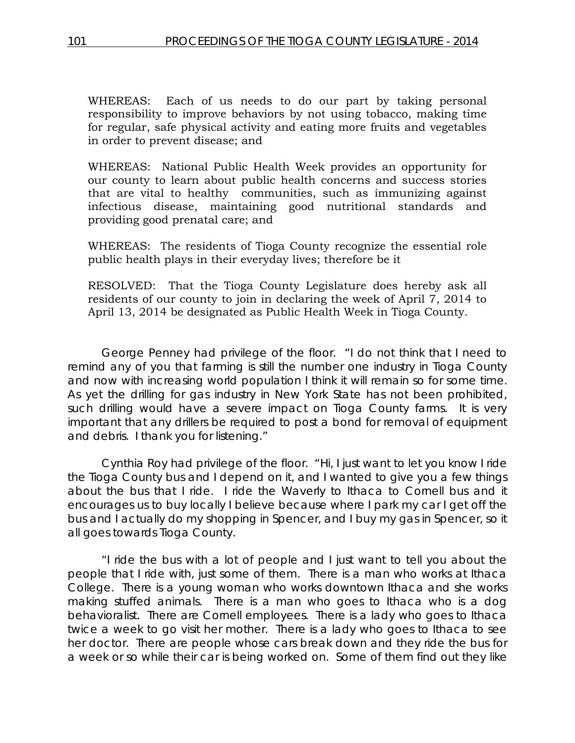WHEREAS: Each of us needs to do our part by taking personal responsibility to improve behaviors by not using tobacco, making time for regular, safe physical activity and eating more fruits and vegetables in order to prevent disease; and

WHEREAS: National Public Health Week provides an opportunity for our county to learn about public health concerns and success stories that are vital to healthy communities, such as immunizing against infectious disease, maintaining good nutritional standards and providing good prenatal care; and

WHEREAS: The residents of Tioga County recognize the essential role public health plays in their everyday lives; therefore be it

RESOLVED: That the Tioga County Legislature does hereby ask all residents of our county to join in declaring the week of April 7, 2014 to April 13, 2014 be designated as Public Health Week in Tioga County.

George Penney had privilege of the floor. "I do not think that I need to remind any of you that farming is still the number one industry in Tioga County and now with increasing world population I think it will remain so for some time. As yet the drilling for gas industry in New York State has not been prohibited, such drilling would have a severe impact on Tioga County farms. It is very important that any drillers be required to post a bond for removal of equipment and debris. I thank you for listening."

Cynthia Roy had privilege of the floor. "Hi, I just want to let you know I ride the Tioga County bus and I depend on it, and I wanted to give you a few things about the bus that I ride. I ride the Waverly to Ithaca to Cornell bus and it encourages us to buy locally I believe because where I park my car I get off the bus and I actually do my shopping in Spencer, and I buy my gas in Spencer, so it all goes towards Tioga County.

"I ride the bus with a lot of people and I just want to tell you about the people that I ride with, just some of them. There is a man who works at Ithaca College. There is a young woman who works downtown Ithaca and she works making stuffed animals. There is a man who goes to Ithaca who is a dog behavioralist. There are Cornell employees. There is a lady who goes to Ithaca twice a week to go visit her mother. There is a lady who goes to Ithaca to see her doctor. There are people whose cars break down and they ride the bus for a week or so while their car is being worked on. Some of them find out they like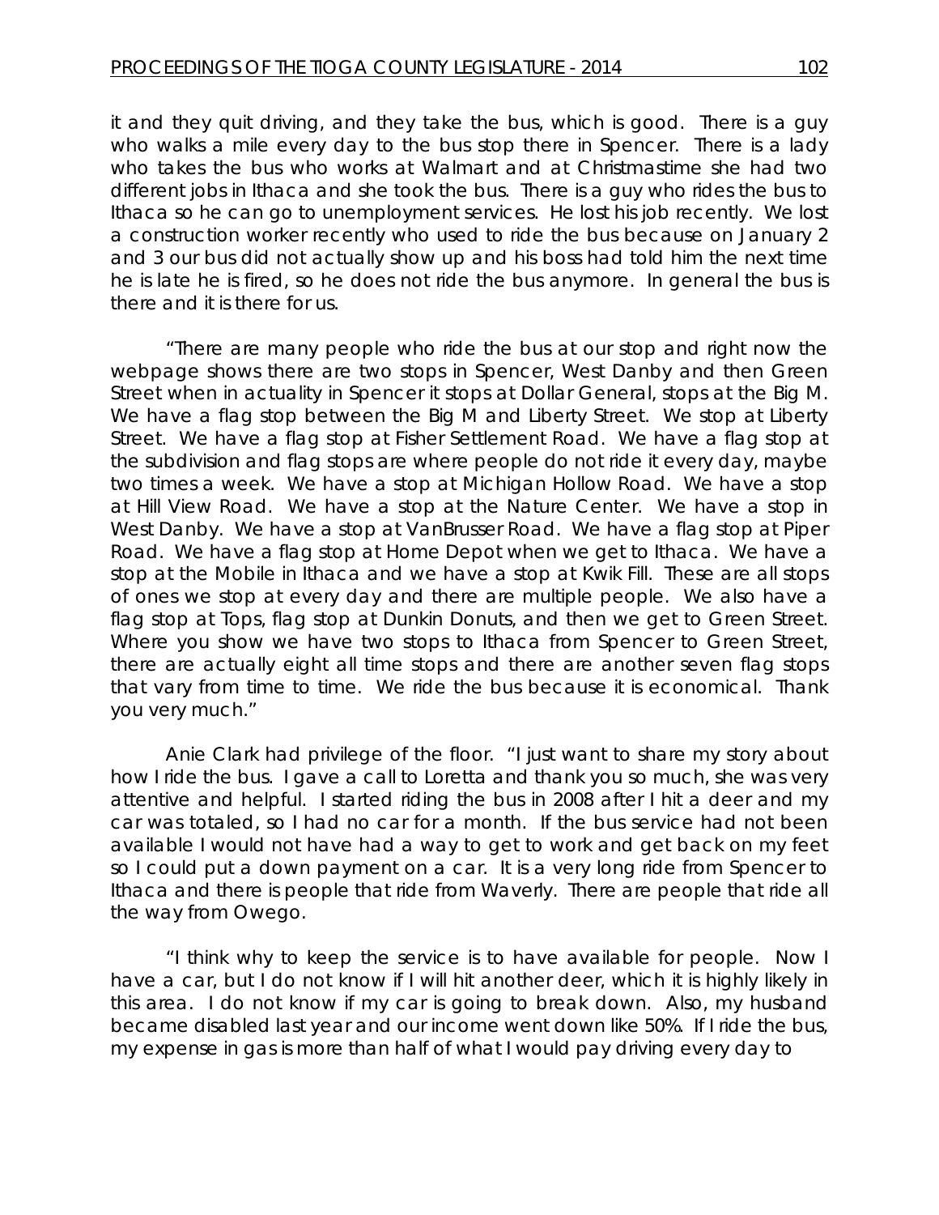it and they quit driving, and they take the bus, which is good. There is a guy who walks a mile every day to the bus stop there in Spencer. There is a lady who takes the bus who works at Walmart and at Christmastime she had two different jobs in Ithaca and she took the bus. There is a guy who rides the bus to Ithaca so he can go to unemployment services. He lost his job recently. We lost a construction worker recently who used to ride the bus because on January 2 and 3 our bus did not actually show up and his boss had told him the next time he is late he is fired, so he does not ride the bus anymore. In general the bus is there and it is there for us.

"There are many people who ride the bus at our stop and right now the webpage shows there are two stops in Spencer, West Danby and then Green Street when in actuality in Spencer it stops at Dollar General, stops at the Big M. We have a flag stop between the Big M and Liberty Street. We stop at Liberty Street. We have a flag stop at Fisher Settlement Road. We have a flag stop at the subdivision and flag stops are where people do not ride it every day, maybe two times a week. We have a stop at Michigan Hollow Road. We have a stop at Hill View Road. We have a stop at the Nature Center. We have a stop in West Danby. We have a stop at VanBrusser Road. We have a flag stop at Piper Road. We have a flag stop at Home Depot when we get to Ithaca. We have a stop at the Mobile in Ithaca and we have a stop at Kwik Fill. These are all stops of ones we stop at every day and there are multiple people. We also have a flag stop at Tops, flag stop at Dunkin Donuts, and then we get to Green Street. Where you show we have two stops to Ithaca from Spencer to Green Street, there are actually eight all time stops and there are another seven flag stops that vary from time to time. We ride the bus because it is economical. Thank you very much."

Anie Clark had privilege of the floor. "I just want to share my story about how I ride the bus. I gave a call to Loretta and thank you so much, she was very attentive and helpful. I started riding the bus in 2008 after I hit a deer and my car was totaled, so I had no car for a month. If the bus service had not been available I would not have had a way to get to work and get back on my feet so I could put a down payment on a car. It is a very long ride from Spencer to Ithaca and there is people that ride from Waverly. There are people that ride all the way from Owego.

"I think why to keep the service is to have available for people. Now I have a car, but I do not know if I will hit another deer, which it is highly likely in this area. I do not know if my car is going to break down. Also, my husband became disabled last year and our income went down like 50%. If I ride the bus, my expense in gas is more than half of what I would pay driving every day to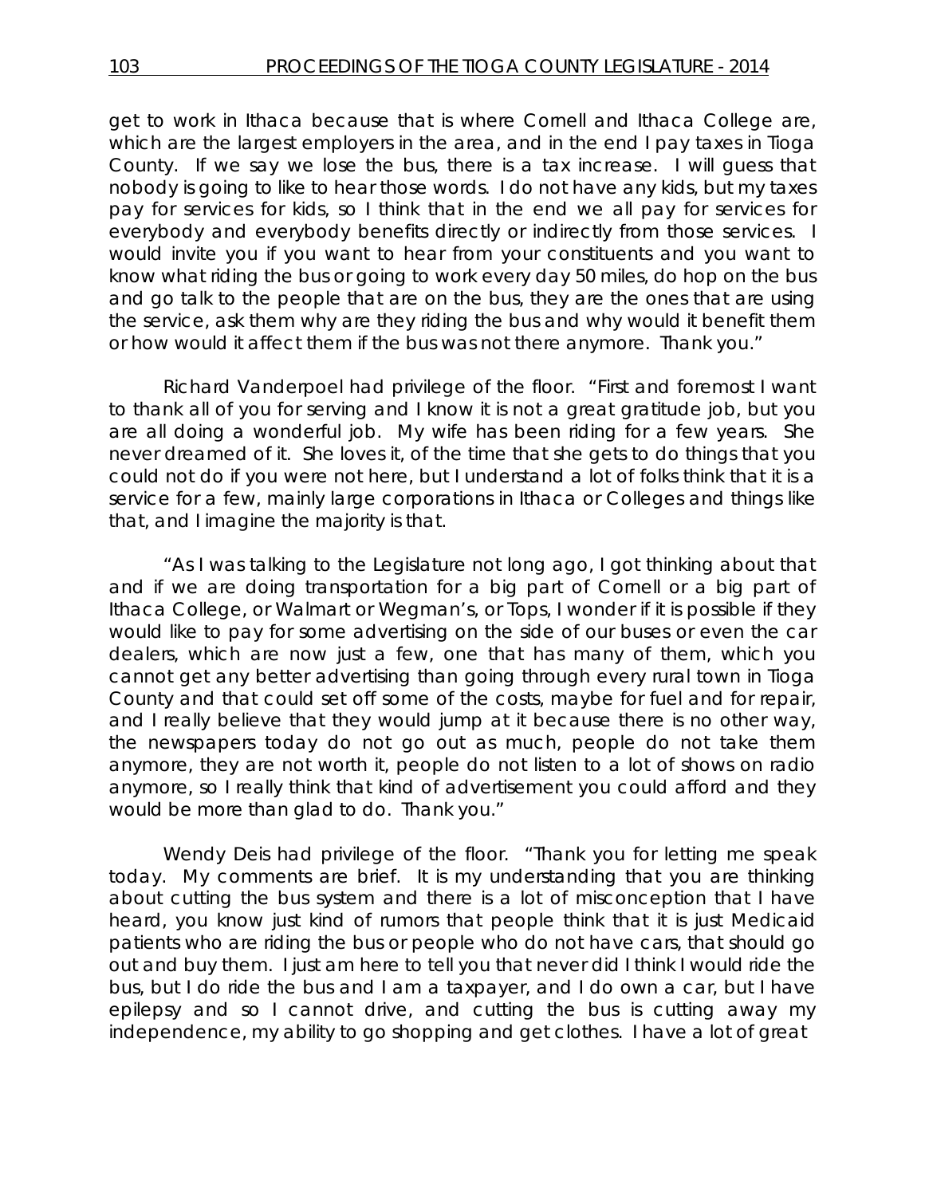get to work in Ithaca because that is where Cornell and Ithaca College are, which are the largest employers in the area, and in the end I pay taxes in Tioga County. If we say we lose the bus, there is a tax increase. I will guess that nobody is going to like to hear those words. I do not have any kids, but my taxes pay for services for kids, so I think that in the end we all pay for services for everybody and everybody benefits directly or indirectly from those services. I would invite you if you want to hear from your constituents and you want to know what riding the bus or going to work every day 50 miles, do hop on the bus and go talk to the people that are on the bus, they are the ones that are using the service, ask them why are they riding the bus and why would it benefit them or how would it affect them if the bus was not there anymore. Thank you."

Richard Vanderpoel had privilege of the floor. "First and foremost I want to thank all of you for serving and I know it is not a great gratitude job, but you are all doing a wonderful job. My wife has been riding for a few years. She never dreamed of it. She loves it, of the time that she gets to do things that you could not do if you were not here, but I understand a lot of folks think that it is a service for a few, mainly large corporations in Ithaca or Colleges and things like that, and I imagine the majority is that.

"As I was talking to the Legislature not long ago, I got thinking about that and if we are doing transportation for a big part of Cornell or a big part of Ithaca College, or Walmart or Wegman's, or Tops, I wonder if it is possible if they would like to pay for some advertising on the side of our buses or even the car dealers, which are now just a few, one that has many of them, which you cannot get any better advertising than going through every rural town in Tioga County and that could set off some of the costs, maybe for fuel and for repair, and I really believe that they would jump at it because there is no other way, the newspapers today do not go out as much, people do not take them anymore, they are not worth it, people do not listen to a lot of shows on radio anymore, so I really think that kind of advertisement you could afford and they would be more than glad to do. Thank you."

Wendy Deis had privilege of the floor. "Thank you for letting me speak today. My comments are brief. It is my understanding that you are thinking about cutting the bus system and there is a lot of misconception that I have heard, you know just kind of rumors that people think that it is just Medicaid patients who are riding the bus or people who do not have cars, that should go out and buy them. I just am here to tell you that never did I think I would ride the bus, but I do ride the bus and I am a taxpayer, and I do own a car, but I have epilepsy and so I cannot drive, and cutting the bus is cutting away my independence, my ability to go shopping and get clothes. I have a lot of great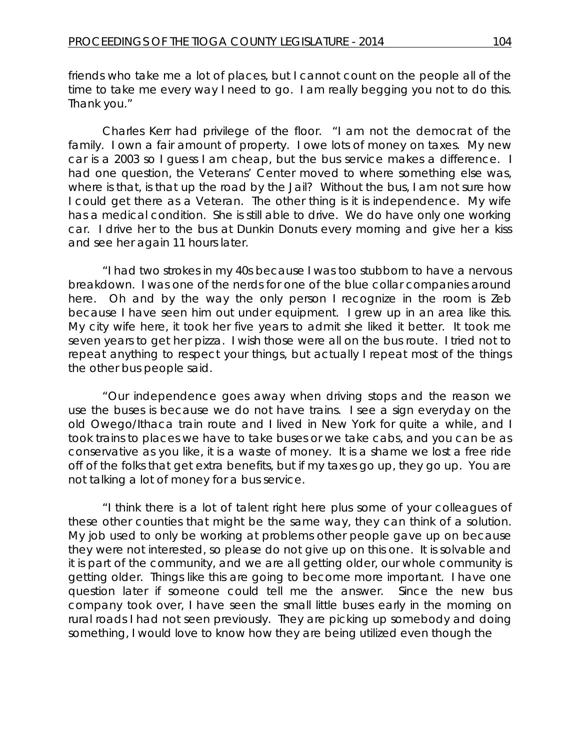friends who take me a lot of places, but I cannot count on the people all of the time to take me every way I need to go. I am really begging you not to do this. Thank you."

Charles Kerr had privilege of the floor. "I am not the democrat of the family. I own a fair amount of property. I owe lots of money on taxes. My new car is a 2003 so I guess I am cheap, but the bus service makes a difference. I had one question, the Veterans' Center moved to where something else was, where is that, is that up the road by the Jail? Without the bus, I am not sure how I could get there as a Veteran. The other thing is it is independence. My wife has a medical condition. She is still able to drive. We do have only one working car. I drive her to the bus at Dunkin Donuts every morning and give her a kiss and see her again 11 hours later.

"I had two strokes in my 40s because I was too stubborn to have a nervous breakdown. I was one of the nerds for one of the blue collar companies around here. Oh and by the way the only person I recognize in the room is Zeb because I have seen him out under equipment. I grew up in an area like this. My city wife here, it took her five years to admit she liked it better. It took me seven years to get her pizza. I wish those were all on the bus route. I tried not to repeat anything to respect your things, but actually I repeat most of the things the other bus people said.

"Our independence goes away when driving stops and the reason we use the buses is because we do not have trains. I see a sign everyday on the old Owego/Ithaca train route and I lived in New York for quite a while, and I took trains to places we have to take buses or we take cabs, and you can be as conservative as you like, it is a waste of money. It is a shame we lost a free ride off of the folks that get extra benefits, but if my taxes go up, they go up. You are not talking a lot of money for a bus service.

"I think there is a lot of talent right here plus some of your colleagues of these other counties that might be the same way, they can think of a solution. My job used to only be working at problems other people gave up on because they were not interested, so please do not give up on this one. It is solvable and it is part of the community, and we are all getting older, our whole community is getting older. Things like this are going to become more important. I have one question later if someone could tell me the answer. Since the new bus company took over, I have seen the small little buses early in the morning on rural roads I had not seen previously. They are picking up somebody and doing something, I would love to know how they are being utilized even though the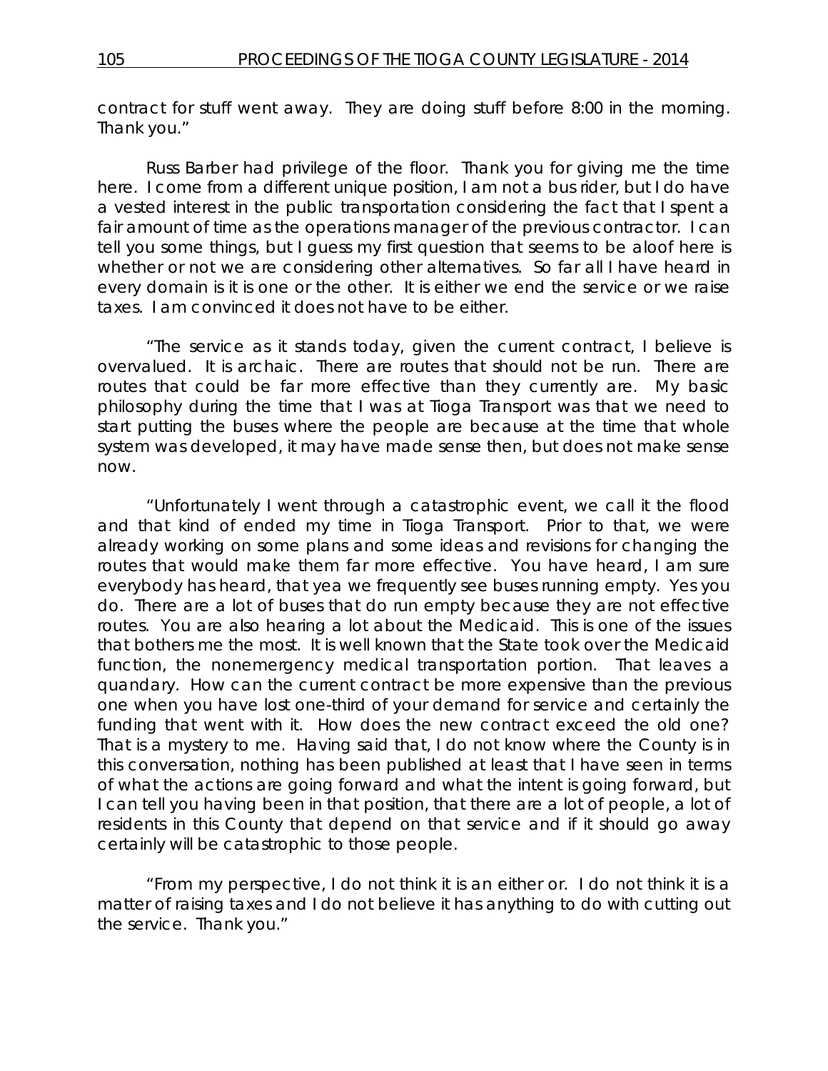contract for stuff went away. They are doing stuff before 8:00 in the morning. Thank you."

Russ Barber had privilege of the floor. Thank you for giving me the time here. I come from a different unique position, I am not a bus rider, but I do have a vested interest in the public transportation considering the fact that I spent a fair amount of time as the operations manager of the previous contractor. I can tell you some things, but I guess my first question that seems to be aloof here is whether or not we are considering other alternatives. So far all I have heard in every domain is it is one or the other. It is either we end the service or we raise taxes. I am convinced it does not have to be either.

"The service as it stands today, given the current contract, I believe is overvalued. It is archaic. There are routes that should not be run. There are routes that could be far more effective than they currently are. My basic philosophy during the time that I was at Tioga Transport was that we need to start putting the buses where the people are because at the time that whole system was developed, it may have made sense then, but does not make sense now.

"Unfortunately I went through a catastrophic event, we call it the flood and that kind of ended my time in Tioga Transport. Prior to that, we were already working on some plans and some ideas and revisions for changing the routes that would make them far more effective. You have heard, I am sure everybody has heard, that yea we frequently see buses running empty. Yes you do. There are a lot of buses that do run empty because they are not effective routes. You are also hearing a lot about the Medicaid. This is one of the issues that bothers me the most. It is well known that the State took over the Medicaid function, the nonemergency medical transportation portion. That leaves a quandary. How can the current contract be more expensive than the previous one when you have lost one-third of your demand for service and certainly the funding that went with it. How does the new contract exceed the old one? That is a mystery to me. Having said that, I do not know where the County is in this conversation, nothing has been published at least that I have seen in terms of what the actions are going forward and what the intent is going forward, but I can tell you having been in that position, that there are a lot of people, a lot of residents in this County that depend on that service and if it should go away certainly will be catastrophic to those people.

"From my perspective, I do not think it is an either or. I do not think it is a matter of raising taxes and I do not believe it has anything to do with cutting out the service. Thank you."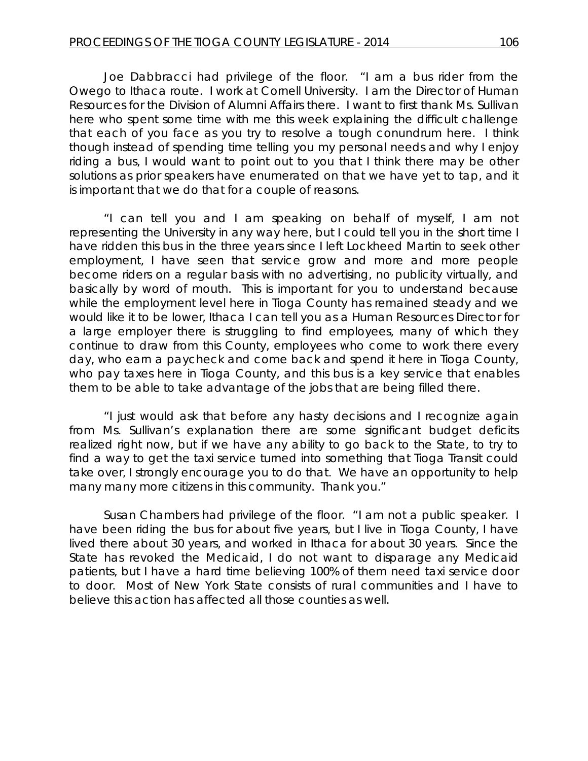Joe Dabbracci had privilege of the floor. "I am a bus rider from the Owego to Ithaca route. I work at Cornell University. I am the Director of Human Resources for the Division of Alumni Affairs there. I want to first thank Ms. Sullivan here who spent some time with me this week explaining the difficult challenge that each of you face as you try to resolve a tough conundrum here. I think though instead of spending time telling you my personal needs and why I enjoy riding a bus, I would want to point out to you that I think there may be other solutions as prior speakers have enumerated on that we have yet to tap, and it is important that we do that for a couple of reasons.

"I can tell you and I am speaking on behalf of myself, I am not representing the University in any way here, but I could tell you in the short time I have ridden this bus in the three years since I left Lockheed Martin to seek other employment, I have seen that service grow and more and more people become riders on a regular basis with no advertising, no publicity virtually, and basically by word of mouth. This is important for you to understand because while the employment level here in Tioga County has remained steady and we would like it to be lower, Ithaca I can tell you as a Human Resources Director for a large employer there is struggling to find employees, many of which they continue to draw from this County, employees who come to work there every day, who earn a paycheck and come back and spend it here in Tioga County, who pay taxes here in Tioga County, and this bus is a key service that enables them to be able to take advantage of the jobs that are being filled there.

"I just would ask that before any hasty decisions and I recognize again from Ms. Sullivan's explanation there are some significant budget deficits realized right now, but if we have any ability to go back to the State, to try to find a way to get the taxi service turned into something that Tioga Transit could take over, I strongly encourage you to do that. We have an opportunity to help many many more citizens in this community. Thank you."

Susan Chambers had privilege of the floor. "I am not a public speaker. I have been riding the bus for about five years, but I live in Tioga County, I have lived there about 30 years, and worked in Ithaca for about 30 years. Since the State has revoked the Medicaid, I do not want to disparage any Medicaid patients, but I have a hard time believing 100% of them need taxi service door to door. Most of New York State consists of rural communities and I have to believe this action has affected all those counties as well.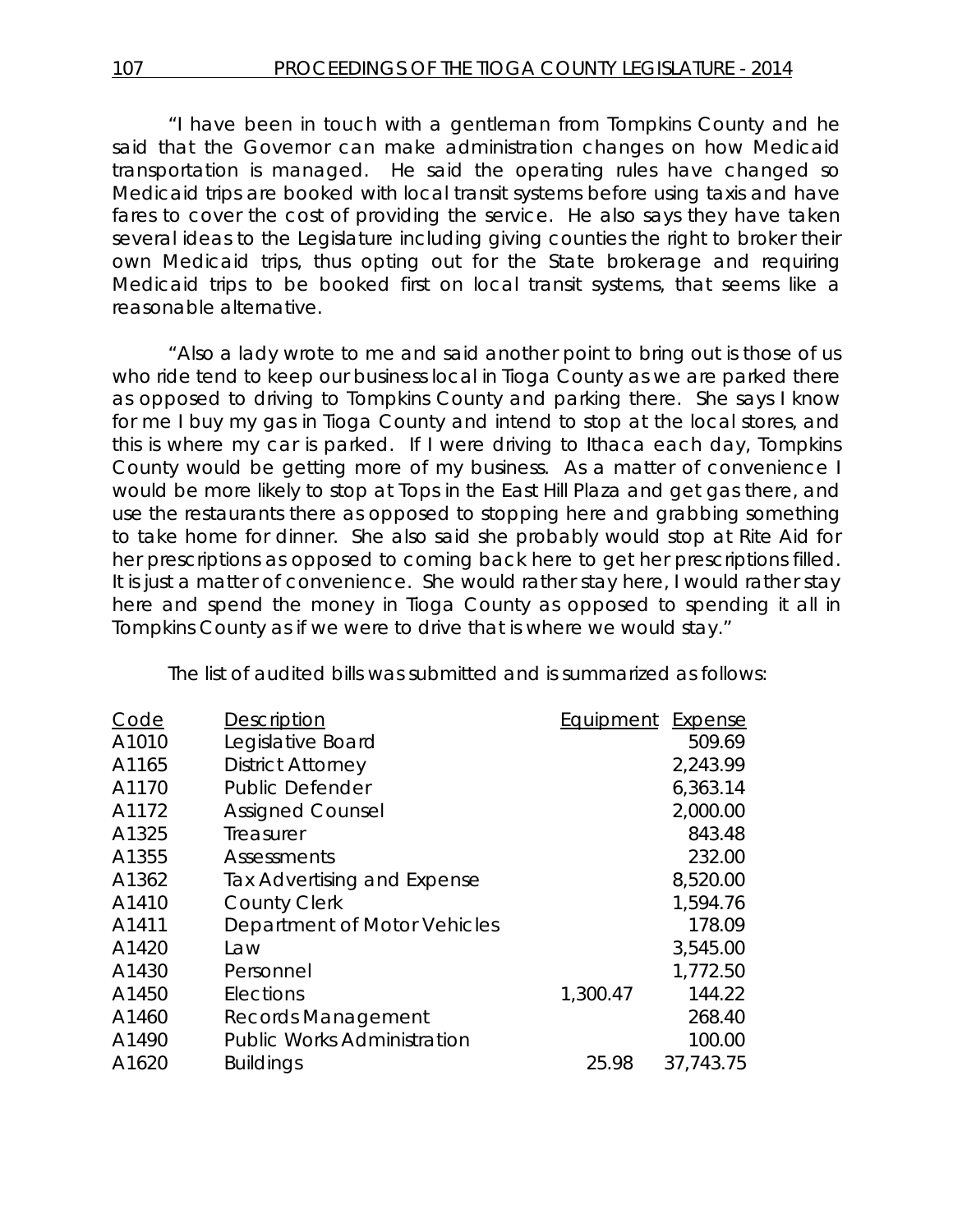"I have been in touch with a gentleman from Tompkins County and he said that the Governor can make administration changes on how Medicaid transportation is managed. He said the operating rules have changed so Medicaid trips are booked with local transit systems before using taxis and have fares to cover the cost of providing the service. He also says they have taken several ideas to the Legislature including giving counties the right to broker their own Medicaid trips, thus opting out for the State brokerage and requiring Medicaid trips to be booked first on local transit systems, that seems like a reasonable alternative.

"Also a lady wrote to me and said another point to bring out is those of us who ride tend to keep our business local in Tioga County as we are parked there as opposed to driving to Tompkins County and parking there. She says I know for me I buy my gas in Tioga County and intend to stop at the local stores, and this is where my car is parked. If I were driving to Ithaca each day, Tompkins County would be getting more of my business. As a matter of convenience I would be more likely to stop at Tops in the East Hill Plaza and get gas there, and use the restaurants there as opposed to stopping here and grabbing something to take home for dinner. She also said she probably would stop at Rite Aid for her prescriptions as opposed to coming back here to get her prescriptions filled. It is just a matter of convenience. She would rather stay here, I would rather stay here and spend the money in Tioga County as opposed to spending it all in Tompkins County as if we were to drive that is where we would stay."

The list of audited bills was submitted and is summarized as follows:

| Code | Description | Equipment | Expense |
|---|---|---|---|
| A1010 | Legislative Board | | 509.69 |
| A1165 | District Attorney | | 2,243.99 |
| A1170 | Public Defender | | 6,363.14 |
| A1172 | Assigned Counsel | | 2,000.00 |
| A1325 | Treasurer | | 843.48 |
| A1355 | Assessments | | 232.00 |
| A1362 | Tax Advertising and Expense | | 8,520.00 |
| A1410 | County Clerk | | 1,594.76 |
| A1411 | Department of Motor Vehicles | | 178.09 |
| A1420 | Law | | 3,545.00 |
| A1430 | Personnel | | 1,772.50 |
| A1450 | Elections | 1,300.47 | 144.22 |
| A1460 | Records Management | | 268.40 |
| A1490 | Public Works Administration | | 100.00 |
| A1620 | Buildings | 25.98 | 37,743.75 |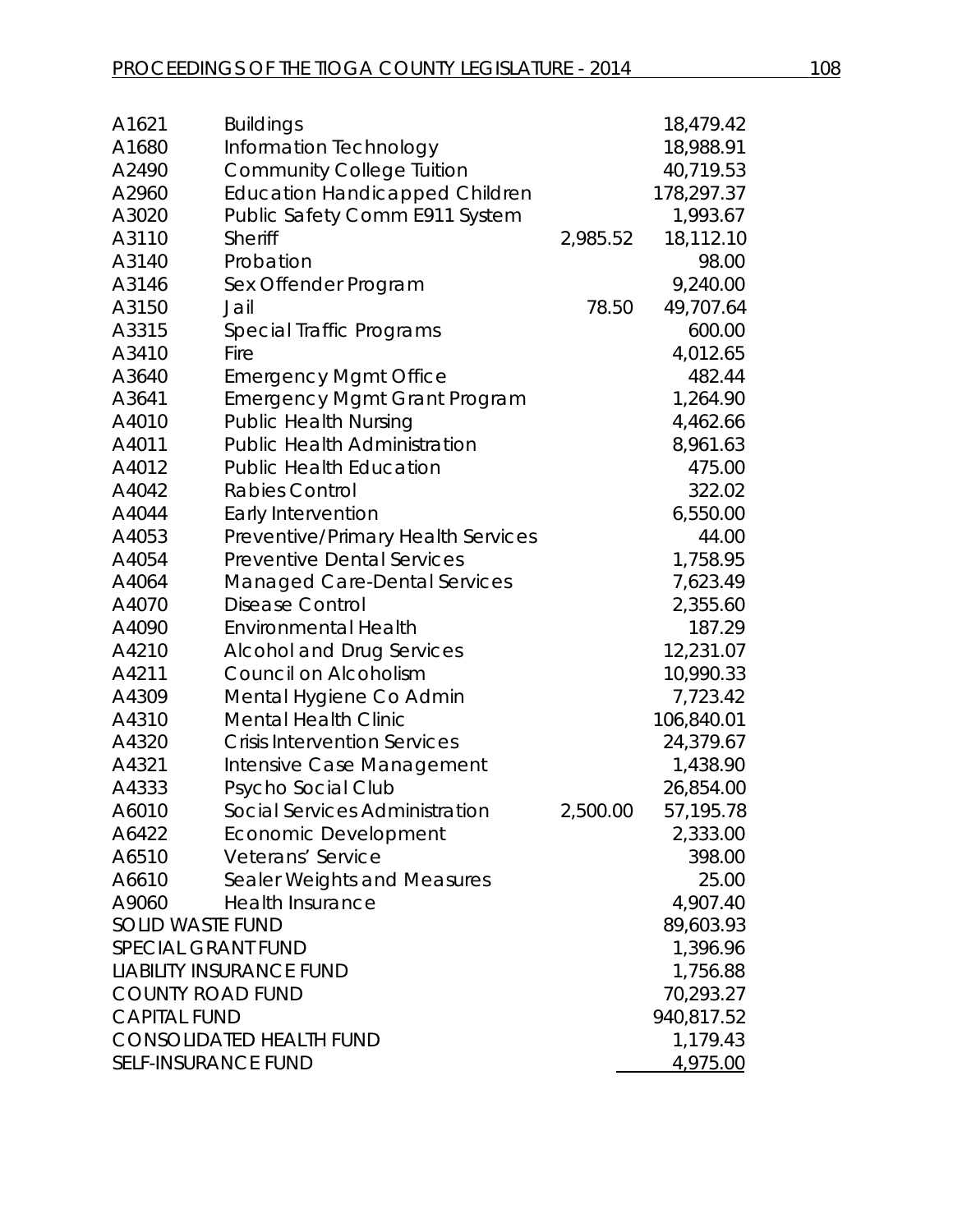| | | | |
|---|---|---|---|
| A1621 | Buildings | | 18,479.42 |
| A1680 | Information Technology | | 18,988.91 |
| A2490 | Community College Tuition | | 40,719.53 |
| A2960 | Education Handicapped Children | | 178,297.37 |
| A3020 | Public Safety Comm E911 System | | 1,993.67 |
| A3110 | Sheriff | 2,985.52 | 18,112.10 |
| A3140 | Probation | | 98.00 |
| A3146 | Sex Offender Program | | 9,240.00 |
| A3150 | Jail | 78.50 | 49,707.64 |
| A3315 | Special Traffic Programs | | 600.00 |
| A3410 | Fire | | 4,012.65 |
| A3640 | Emergency Mgmt Office | | 482.44 |
| A3641 | Emergency Mgmt Grant Program | | 1,264.90 |
| A4010 | Public Health Nursing | | 4,462.66 |
| A4011 | Public Health Administration | | 8,961.63 |
| A4012 | Public Health Education | | 475.00 |
| A4042 | Rabies Control | | 322.02 |
| A4044 | Early Intervention | | 6,550.00 |
| A4053 | Preventive/Primary Health Services | | 44.00 |
| A4054 | Preventive Dental Services | | 1,758.95 |
| A4064 | Managed Care-Dental Services | | 7,623.49 |
| A4070 | Disease Control | | 2,355.60 |
| A4090 | Environmental Health | | 187.29 |
| A4210 | Alcohol and Drug Services | | 12,231.07 |
| A4211 | Council on Alcoholism | | 10,990.33 |
| A4309 | Mental Hygiene Co Admin | | 7,723.42 |
| A4310 | Mental Health Clinic | | 106,840.01 |
| A4320 | Crisis Intervention Services | | 24,379.67 |
| A4321 | Intensive Case Management | | 1,438.90 |
| A4333 | Psycho Social Club | | 26,854.00 |
| A6010 | Social Services Administration | 2,500.00 | 57,195.78 |
| A6422 | Economic Development | | 2,333.00 |
| A6510 | Veterans' Service | | 398.00 |
| A6610 | Sealer Weights and Measures | | 25.00 |
| A9060 | Health Insurance | | 4,907.40 |
| SOLID WASTE FUND | | | 89,603.93 |
| SPECIAL GRANT FUND | | | 1,396.96 |
| LIABILITY INSURANCE FUND | | | 1,756.88 |
| COUNTY ROAD FUND | | | 70,293.27 |
| CAPITAL FUND | | | 940,817.52 |
| CONSOLIDATED HEALTH FUND | | | 1,179.43 |
| SELF-INSURANCE FUND | | | 4,975.00 |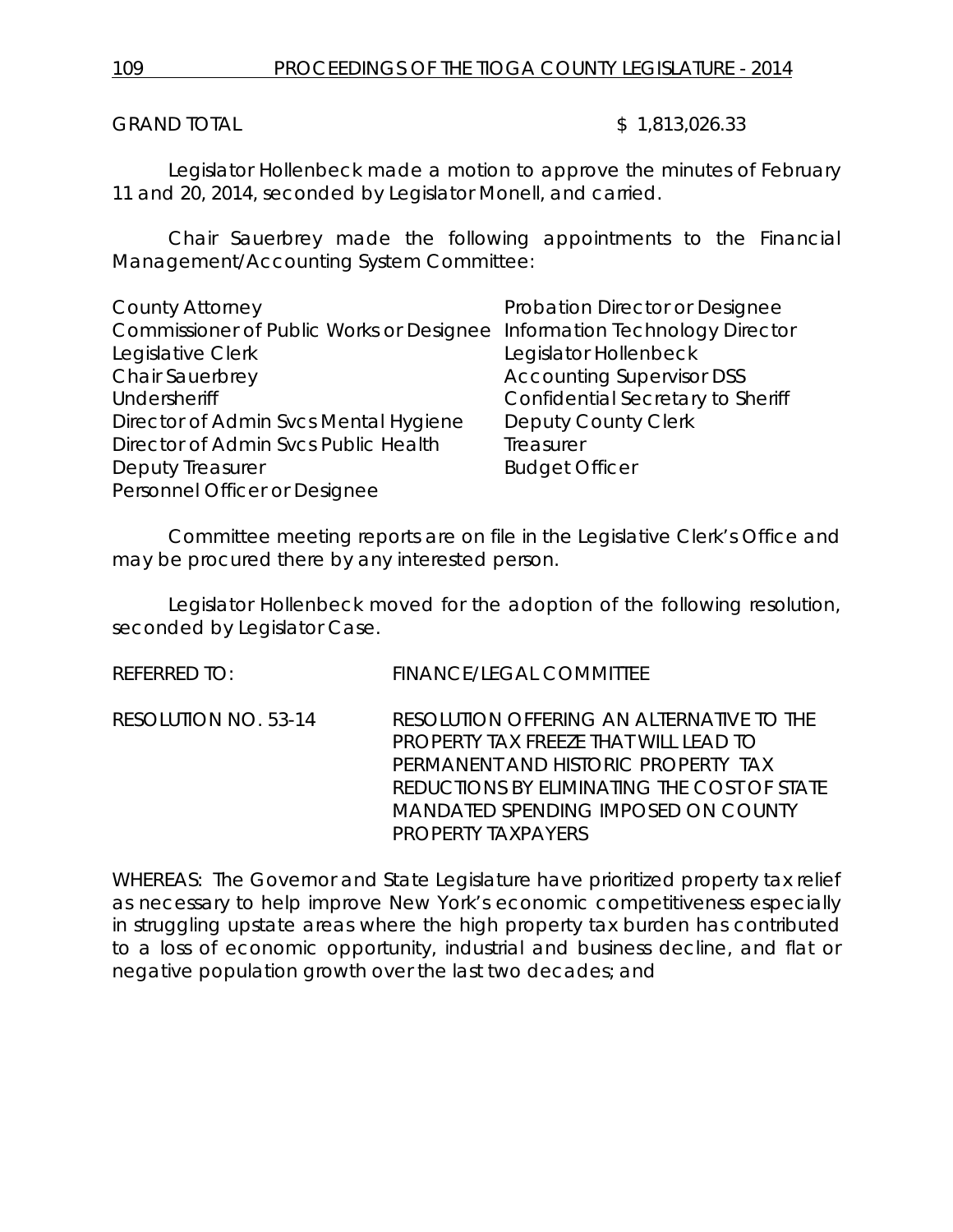GRAND TOTAL $ 1,813,026.33

Legislator Hollenbeck made a motion to approve the minutes of February 11 and 20, 2014, seconded by Legislator Monell, and carried.

Chair Sauerbrey made the following appointments to the Financial Management/Accounting System Committee:

| | |
|---|---|
| County Attorney | Probation Director or Designee |
| Commissioner of Public Works or Designee | Information Technology Director |
| Legislative Clerk | Legislator Hollenbeck |
| Chair Sauerbrey | Accounting Supervisor DSS |
| Undersheriff | Confidential Secretary to Sheriff |
| Director of Admin Svcs Mental Hygiene | Deputy County Clerk |
| Director of Admin Svcs Public Health | Treasurer |
| Deputy Treasurer | Budget Officer |
| Personnel Officer or Designee | |

Committee meeting reports are on file in the Legislative Clerk's Office and may be procured there by any interested person.

Legislator Hollenbeck moved for the adoption of the following resolution, seconded by Legislator Case.

REFERRED TO: FINANCE/LEGAL COMMITTEE

RESOLUTION NO. 53-14 RESOLUTION OFFERING AN ALTERNATIVE TO THE PROPERTY TAX FREEZE THAT WILL LEAD TO PERMANENT AND HISTORIC PROPERTY TAX REDUCTIONS BY ELIMINATING THE COST OF STATE MANDATED SPENDING IMPOSED ON COUNTY PROPERTY TAXPAYERS

WHEREAS: The Governor and State Legislature have prioritized property tax relief as necessary to help improve New York's economic competitiveness especially in struggling upstate areas where the high property tax burden has contributed to a loss of economic opportunity, industrial and business decline, and flat or negative population growth over the last two decades; and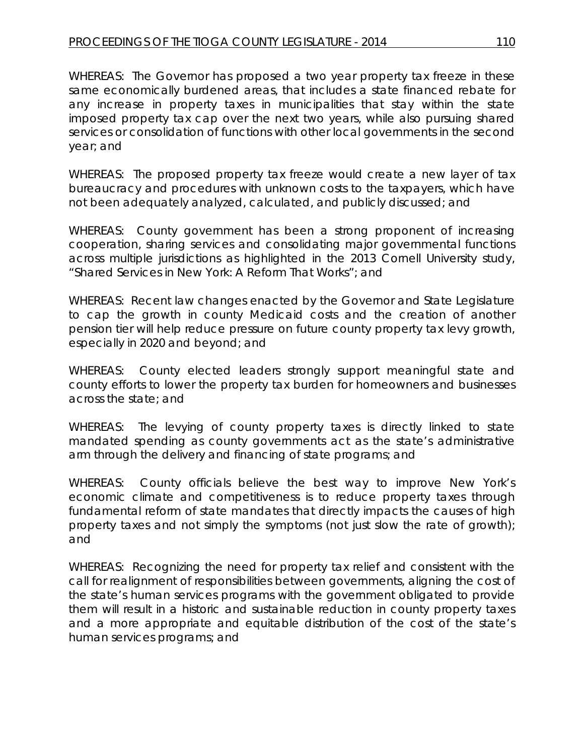WHEREAS: The Governor has proposed a two year property tax freeze in these same economically burdened areas, that includes a state financed rebate for any increase in property taxes in municipalities that stay within the state imposed property tax cap over the next two years, while also pursuing shared services or consolidation of functions with other local governments in the second year; and

WHEREAS: The proposed property tax freeze would create a new layer of tax bureaucracy and procedures with unknown costs to the taxpayers, which have not been adequately analyzed, calculated, and publicly discussed; and

WHEREAS: County government has been a strong proponent of increasing cooperation, sharing services and consolidating major governmental functions across multiple jurisdictions as highlighted in the 2013 Cornell University study, "Shared Services in New York: A Reform That Works"; and

WHEREAS: Recent law changes enacted by the Governor and State Legislature to cap the growth in county Medicaid costs and the creation of another pension tier will help reduce pressure on future county property tax levy growth, especially in 2020 and beyond; and

WHEREAS: County elected leaders strongly support meaningful state and county efforts to lower the property tax burden for homeowners and businesses across the state; and

WHEREAS: The levying of county property taxes is directly linked to state mandated spending as county governments act as the state's administrative arm through the delivery and financing of state programs; and

WHEREAS: County officials believe the best way to improve New York's economic climate and competitiveness is to reduce property taxes through fundamental reform of state mandates that directly impacts the causes of high property taxes and not simply the symptoms (not just slow the rate of growth); and

WHEREAS: Recognizing the need for property tax relief and consistent with the call for realignment of responsibilities between governments, aligning the cost of the state's human services programs with the government obligated to provide them will result in a historic and sustainable reduction in county property taxes and a more appropriate and equitable distribution of the cost of the state's human services programs; and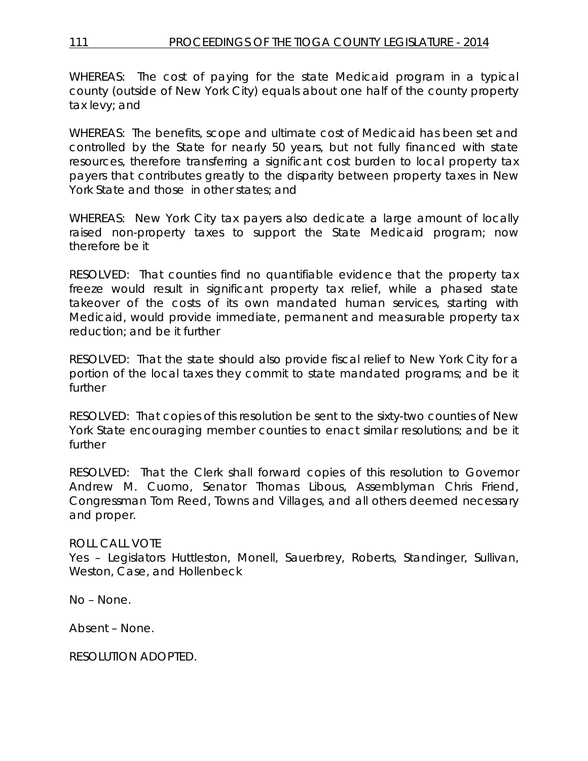WHEREAS: The cost of paying for the state Medicaid program in a typical county (outside of New York City) equals about one half of the county property tax levy; and

WHEREAS: The benefits, scope and ultimate cost of Medicaid has been set and controlled by the State for nearly 50 years, but not fully financed with state resources, therefore transferring a significant cost burden to local property tax payers that contributes greatly to the disparity between property taxes in New York State and those in other states; and

WHEREAS: New York City tax payers also dedicate a large amount of locally raised non-property taxes to support the State Medicaid program; now therefore be it

RESOLVED: That counties find no quantifiable evidence that the property tax freeze would result in significant property tax relief, while a phased state takeover of the costs of its own mandated human services, starting with Medicaid, would provide immediate, permanent and measurable property tax reduction; and be it further

RESOLVED: That the state should also provide fiscal relief to New York City for a portion of the local taxes they commit to state mandated programs; and be it further

RESOLVED: That copies of this resolution be sent to the sixty-two counties of New York State encouraging member counties to enact similar resolutions; and be it further

RESOLVED: That the Clerk shall forward copies of this resolution to Governor Andrew M. Cuomo, Senator Thomas Libous, Assemblyman Chris Friend, Congressman Tom Reed, Towns and Villages, and all others deemed necessary and proper.

ROLL CALL VOTE
Yes – Legislators Huttleston, Monell, Sauerbrey, Roberts, Standinger, Sullivan, Weston, Case, and Hollenbeck

No – None.

Absent – None.

RESOLUTION ADOPTED.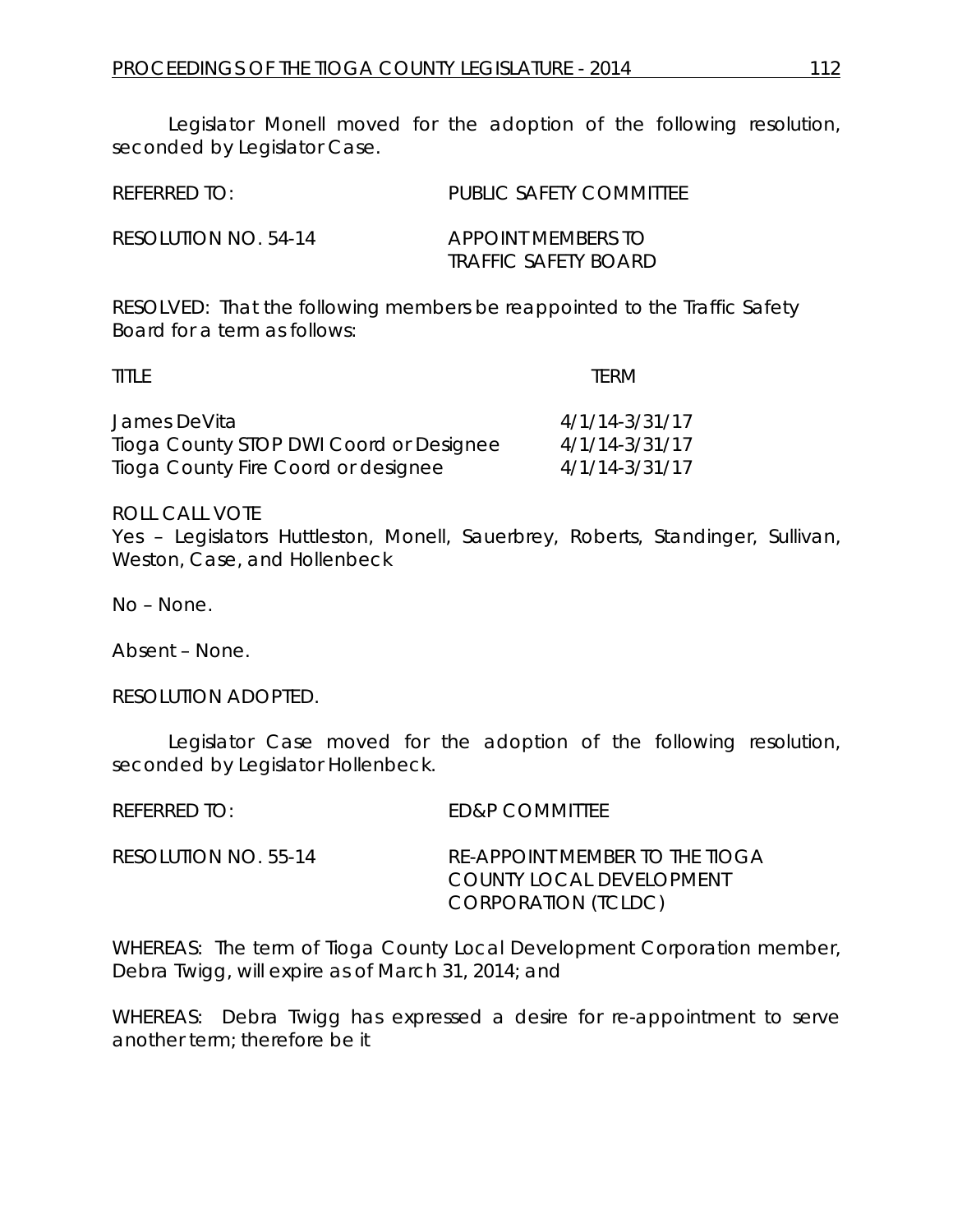Legislator Monell moved for the adoption of the following resolution, seconded by Legislator Case.

REFERRED TO: PUBLIC SAFETY COMMITTEE

RESOLUTION NO. 54-14 APPOINT MEMBERS TO TRAFFIC SAFETY BOARD

RESOLVED: That the following members be reappointed to the Traffic Safety Board for a term as follows:

| TITLE | TERM |
|---|---|
| James DeVita | 4/1/14-3/31/17 |
| Tioga County STOP DWI Coord or Designee | 4/1/14-3/31/17 |
| Tioga County Fire Coord or designee | 4/1/14-3/31/17 |

ROLL CALL VOTE
Yes – Legislators Huttleston, Monell, Sauerbrey, Roberts, Standinger, Sullivan, Weston, Case, and Hollenbeck

No – None.

Absent – None.

RESOLUTION ADOPTED.

Legislator Case moved for the adoption of the following resolution, seconded by Legislator Hollenbeck.

REFERRED TO: ED&P COMMITTEE

RESOLUTION NO. 55-14 RE-APPOINT MEMBER TO THE TIOGA COUNTY LOCAL DEVELOPMENT CORPORATION (TCLDC)

WHEREAS: The term of Tioga County Local Development Corporation member, Debra Twigg, will expire as of March 31, 2014; and

WHEREAS: Debra Twigg has expressed a desire for re-appointment to serve another term; therefore be it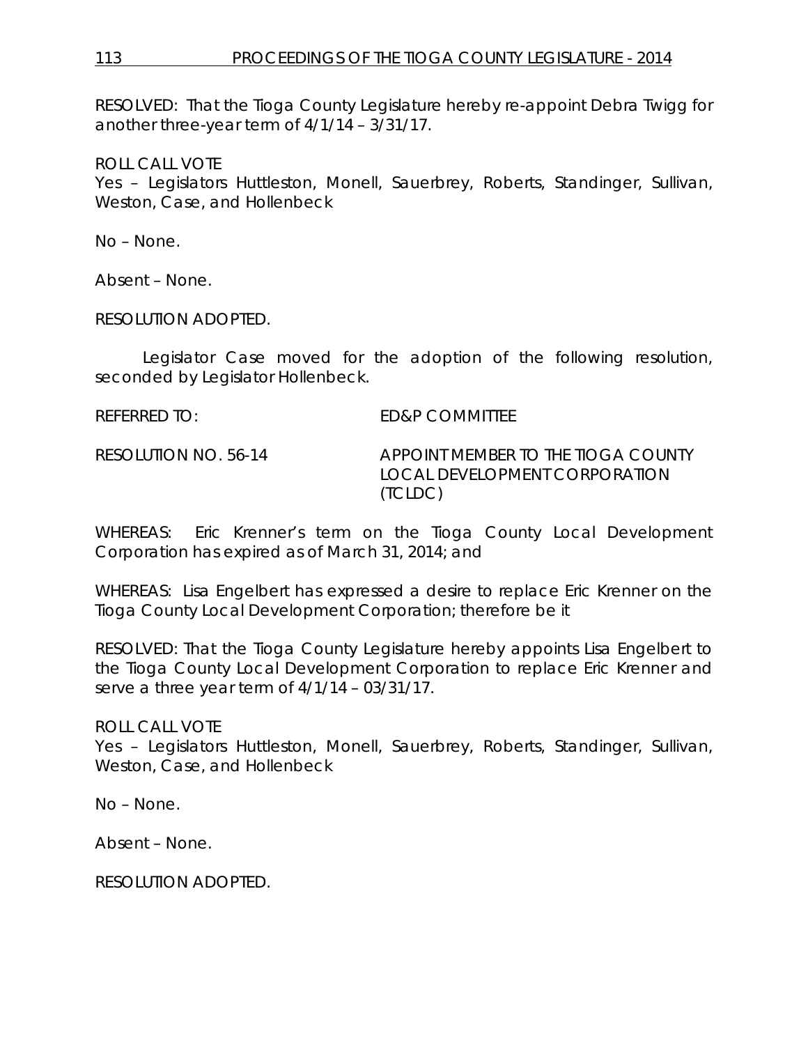RESOLVED: That the Tioga County Legislature hereby re-appoint Debra Twigg for another three-year term of 4/1/14 – 3/31/17.

ROLL CALL VOTE
Yes – Legislators Huttleston, Monell, Sauerbrey, Roberts, Standinger, Sullivan, Weston, Case, and Hollenbeck

No – None.

Absent – None.

RESOLUTION ADOPTED.

Legislator Case moved for the adoption of the following resolution, seconded by Legislator Hollenbeck.

REFERRED TO: ED&P COMMITTEE

RESOLUTION NO. 56-14 APPOINT MEMBER TO THE TIOGA COUNTY LOCAL DEVELOPMENT CORPORATION (TCLDC)

WHEREAS: Eric Krenner's term on the Tioga County Local Development Corporation has expired as of March 31, 2014; and

WHEREAS: Lisa Engelbert has expressed a desire to replace Eric Krenner on the Tioga County Local Development Corporation; therefore be it

RESOLVED: That the Tioga County Legislature hereby appoints Lisa Engelbert to the Tioga County Local Development Corporation to replace Eric Krenner and serve a three year term of 4/1/14 – 03/31/17.

ROLL CALL VOTE
Yes – Legislators Huttleston, Monell, Sauerbrey, Roberts, Standinger, Sullivan, Weston, Case, and Hollenbeck

No – None.

Absent – None.

RESOLUTION ADOPTED.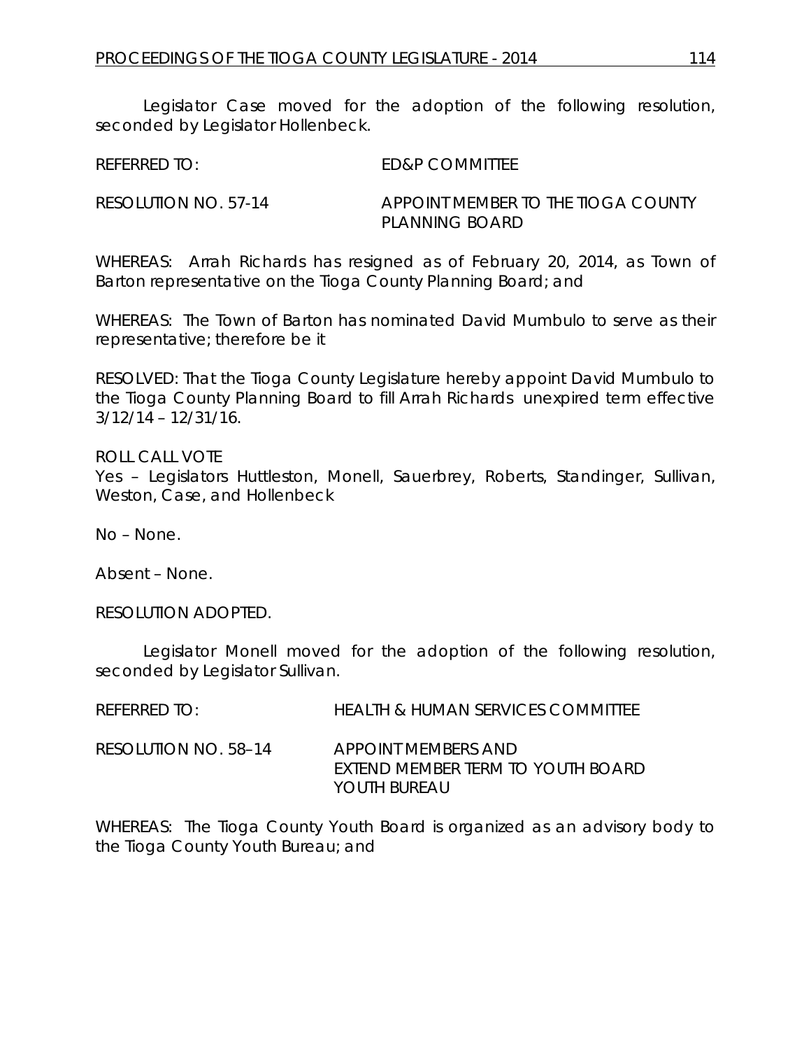Legislator Case moved for the adoption of the following resolution, seconded by Legislator Hollenbeck.

REFERRED TO: ED&P COMMITTEE

RESOLUTION NO. 57-14 APPOINT MEMBER TO THE TIOGA COUNTY PLANNING BOARD

WHEREAS: Arrah Richards has resigned as of February 20, 2014, as Town of Barton representative on the Tioga County Planning Board; and

WHEREAS: The Town of Barton has nominated David Mumbulo to serve as their representative; therefore be it

RESOLVED: That the Tioga County Legislature hereby appoint David Mumbulo to the Tioga County Planning Board to fill Arrah Richards unexpired term effective 3/12/14 – 12/31/16.

ROLL CALL VOTE
Yes – Legislators Huttleston, Monell, Sauerbrey, Roberts, Standinger, Sullivan, Weston, Case, and Hollenbeck

No – None.

Absent – None.

RESOLUTION ADOPTED.

Legislator Monell moved for the adoption of the following resolution, seconded by Legislator Sullivan.

REFERRED TO: HEALTH & HUMAN SERVICES COMMITTEE

RESOLUTION NO. 58–14 APPOINT MEMBERS AND EXTEND MEMBER TERM TO YOUTH BOARD YOUTH BUREAU

WHEREAS: The Tioga County Youth Board is organized as an advisory body to the Tioga County Youth Bureau; and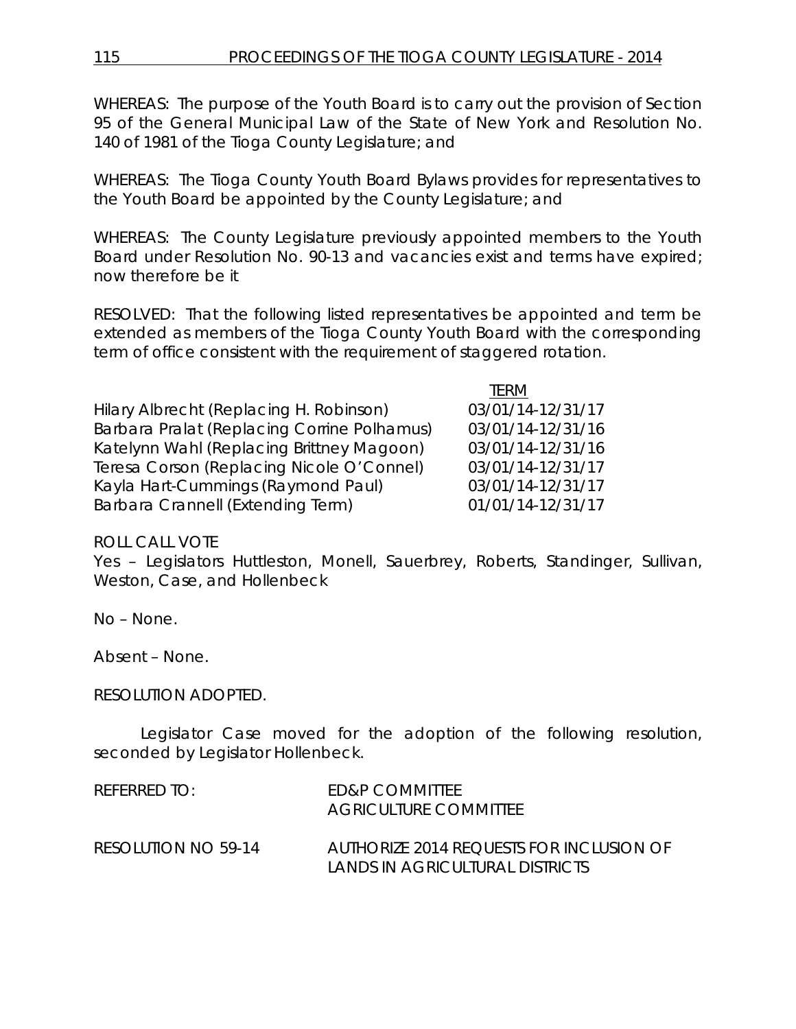WHEREAS: The purpose of the Youth Board is to carry out the provision of Section 95 of the General Municipal Law of the State of New York and Resolution No. 140 of 1981 of the Tioga County Legislature; and

WHEREAS: The Tioga County Youth Board Bylaws provides for representatives to the Youth Board be appointed by the County Legislature; and

WHEREAS: The County Legislature previously appointed members to the Youth Board under Resolution No. 90-13 and vacancies exist and terms have expired; now therefore be it

RESOLVED: That the following listed representatives be appointed and term be extended as members of the Tioga County Youth Board with the corresponding term of office consistent with the requirement of staggered rotation.

| | TERM |
|---|---|
| Hilary Albrecht (Replacing H. Robinson) | 03/01/14-12/31/17 |
| Barbara Pralat (Replacing Corrine Polhamus) | 03/01/14-12/31/16 |
| Katelynn Wahl (Replacing Brittney Magoon) | 03/01/14-12/31/16 |
| Teresa Corson (Replacing Nicole O'Connel) | 03/01/14-12/31/17 |
| Kayla Hart-Cummings (Raymond Paul) | 03/01/14-12/31/17 |
| Barbara Crannell (Extending Term) | 01/01/14-12/31/17 |

ROLL CALL VOTE
Yes – Legislators Huttleston, Monell, Sauerbrey, Roberts, Standinger, Sullivan, Weston, Case, and Hollenbeck

No – None.

Absent – None.

RESOLUTION ADOPTED.

Legislator Case moved for the adoption of the following resolution, seconded by Legislator Hollenbeck.

REFERRED TO: ED&P COMMITTEE
AGRICULTURE COMMITTEE

RESOLUTION NO 59-14 AUTHORIZE 2014 REQUESTS FOR INCLUSION OF LANDS IN AGRICULTURAL DISTRICTS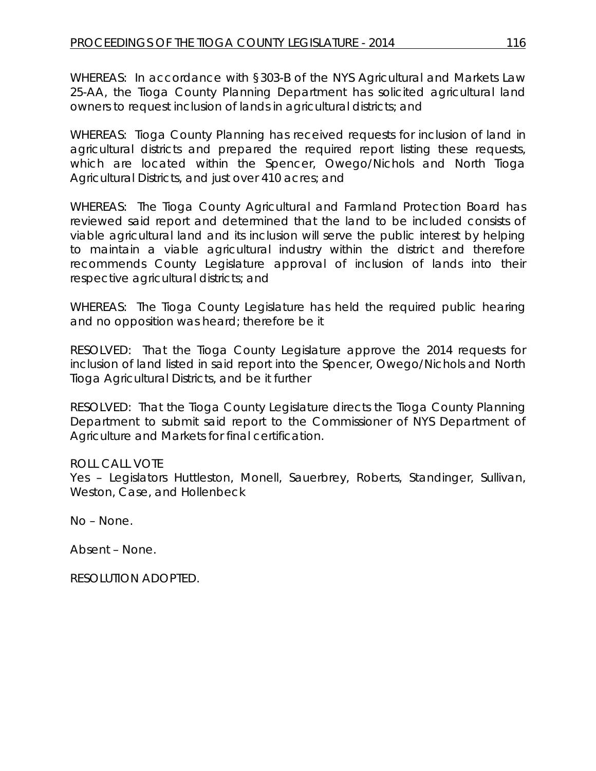WHEREAS: In accordance with §303-B of the NYS Agricultural and Markets Law 25-AA, the Tioga County Planning Department has solicited agricultural land owners to request inclusion of lands in agricultural districts; and

WHEREAS: Tioga County Planning has received requests for inclusion of land in agricultural districts and prepared the required report listing these requests, which are located within the Spencer, Owego/Nichols and North Tioga Agricultural Districts, and just over 410 acres; and

WHEREAS: The Tioga County Agricultural and Farmland Protection Board has reviewed said report and determined that the land to be included consists of viable agricultural land and its inclusion will serve the public interest by helping to maintain a viable agricultural industry within the district and therefore recommends County Legislature approval of inclusion of lands into their respective agricultural districts; and

WHEREAS: The Tioga County Legislature has held the required public hearing and no opposition was heard; therefore be it

RESOLVED: That the Tioga County Legislature approve the 2014 requests for inclusion of land listed in said report into the Spencer, Owego/Nichols and North Tioga Agricultural Districts, and be it further

RESOLVED: That the Tioga County Legislature directs the Tioga County Planning Department to submit said report to the Commissioner of NYS Department of Agriculture and Markets for final certification.

ROLL CALL VOTE
Yes – Legislators Huttleston, Monell, Sauerbrey, Roberts, Standinger, Sullivan, Weston, Case, and Hollenbeck

No – None.

Absent – None.

RESOLUTION ADOPTED.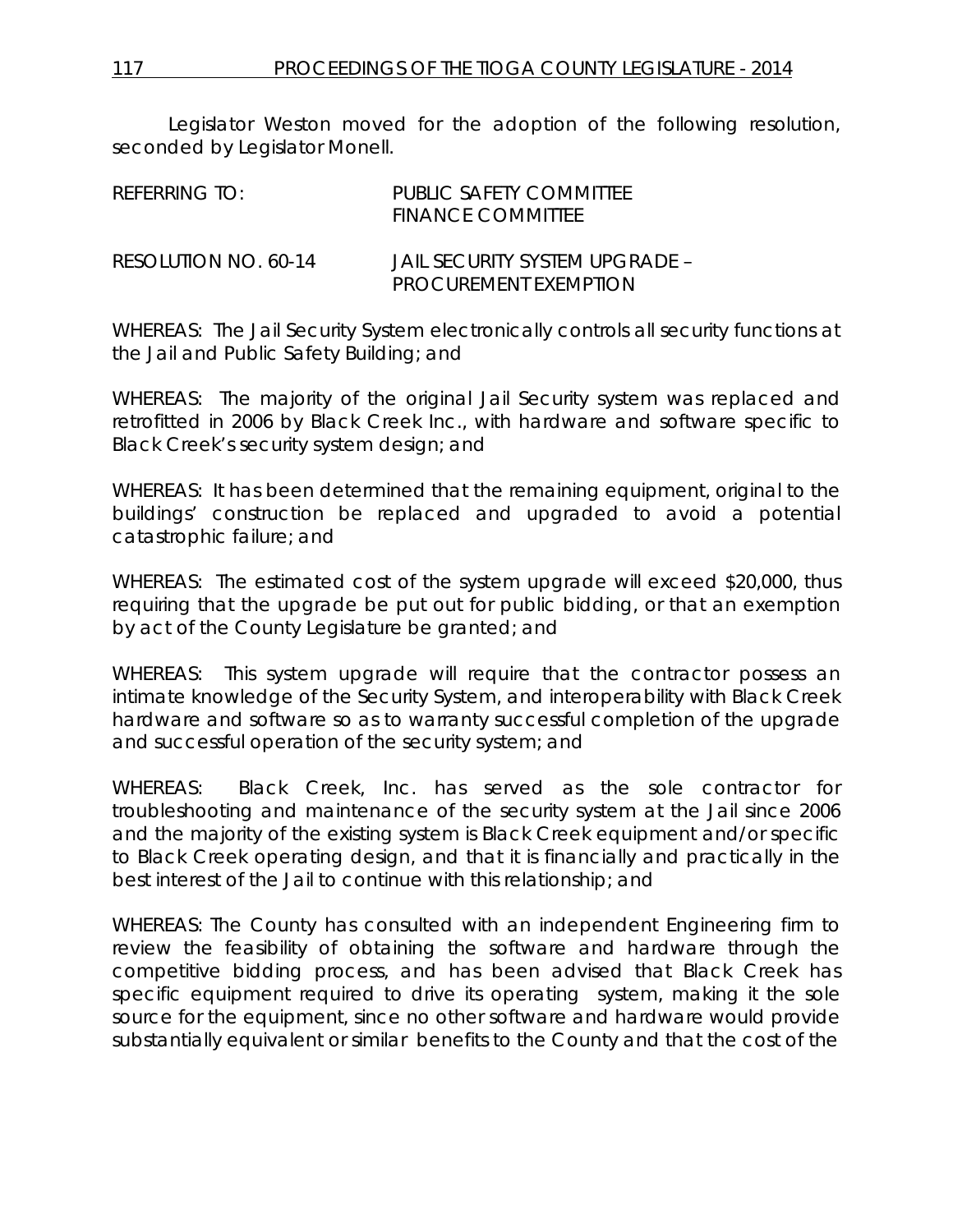Legislator Weston moved for the adoption of the following resolution, seconded by Legislator Monell.

REFERRING TO: PUBLIC SAFETY COMMITTEE
FINANCE COMMITTEE

RESOLUTION NO. 60-14 JAIL SECURITY SYSTEM UPGRADE – PROCUREMENT EXEMPTION

WHEREAS: The Jail Security System electronically controls all security functions at the Jail and Public Safety Building; and

WHEREAS: The majority of the original Jail Security system was replaced and retrofitted in 2006 by Black Creek Inc., with hardware and software specific to Black Creek's security system design; and

WHEREAS: It has been determined that the remaining equipment, original to the buildings' construction be replaced and upgraded to avoid a potential catastrophic failure; and

WHEREAS: The estimated cost of the system upgrade will exceed $20,000, thus requiring that the upgrade be put out for public bidding, or that an exemption by act of the County Legislature be granted; and

WHEREAS: This system upgrade will require that the contractor possess an intimate knowledge of the Security System, and interoperability with Black Creek hardware and software so as to warranty successful completion of the upgrade and successful operation of the security system; and

WHEREAS: Black Creek, Inc. has served as the sole contractor for troubleshooting and maintenance of the security system at the Jail since 2006 and the majority of the existing system is Black Creek equipment and/or specific to Black Creek operating design, and that it is financially and practically in the best interest of the Jail to continue with this relationship; and

WHEREAS: The County has consulted with an independent Engineering firm to review the feasibility of obtaining the software and hardware through the competitive bidding process, and has been advised that Black Creek has specific equipment required to drive its operating system, making it the sole source for the equipment, since no other software and hardware would provide substantially equivalent or similar benefits to the County and that the cost of the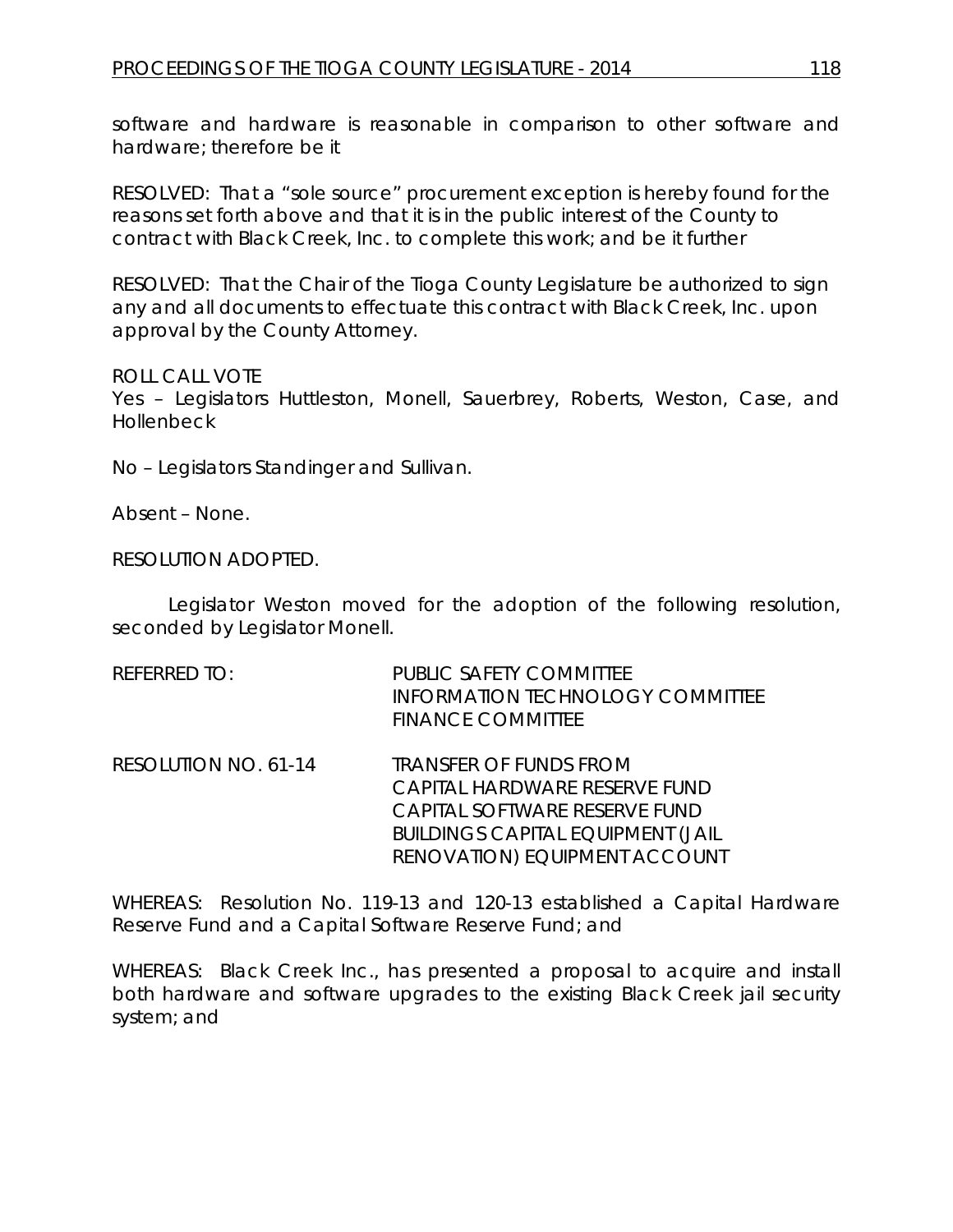software and hardware is reasonable in comparison to other software and hardware; therefore be it

RESOLVED: That a "sole source" procurement exception is hereby found for the reasons set forth above and that it is in the public interest of the County to contract with Black Creek, Inc. to complete this work; and be it further

RESOLVED: That the Chair of the Tioga County Legislature be authorized to sign any and all documents to effectuate this contract with Black Creek, Inc. upon approval by the County Attorney.

ROLL CALL VOTE
Yes – Legislators Huttleston, Monell, Sauerbrey, Roberts, Weston, Case, and Hollenbeck

No – Legislators Standinger and Sullivan.

Absent – None.

RESOLUTION ADOPTED.

Legislator Weston moved for the adoption of the following resolution, seconded by Legislator Monell.

REFERRED TO: PUBLIC SAFETY COMMITTEE
INFORMATION TECHNOLOGY COMMITTEE
FINANCE COMMITTEE

RESOLUTION NO. 61-14 TRANSFER OF FUNDS FROM
CAPITAL HARDWARE RESERVE FUND
CAPITAL SOFTWARE RESERVE FUND
BUILDINGS CAPITAL EQUIPMENT (JAIL RENOVATION) EQUIPMENT ACCOUNT

WHEREAS: Resolution No. 119-13 and 120-13 established a Capital Hardware Reserve Fund and a Capital Software Reserve Fund; and

WHEREAS: Black Creek Inc., has presented a proposal to acquire and install both hardware and software upgrades to the existing Black Creek jail security system; and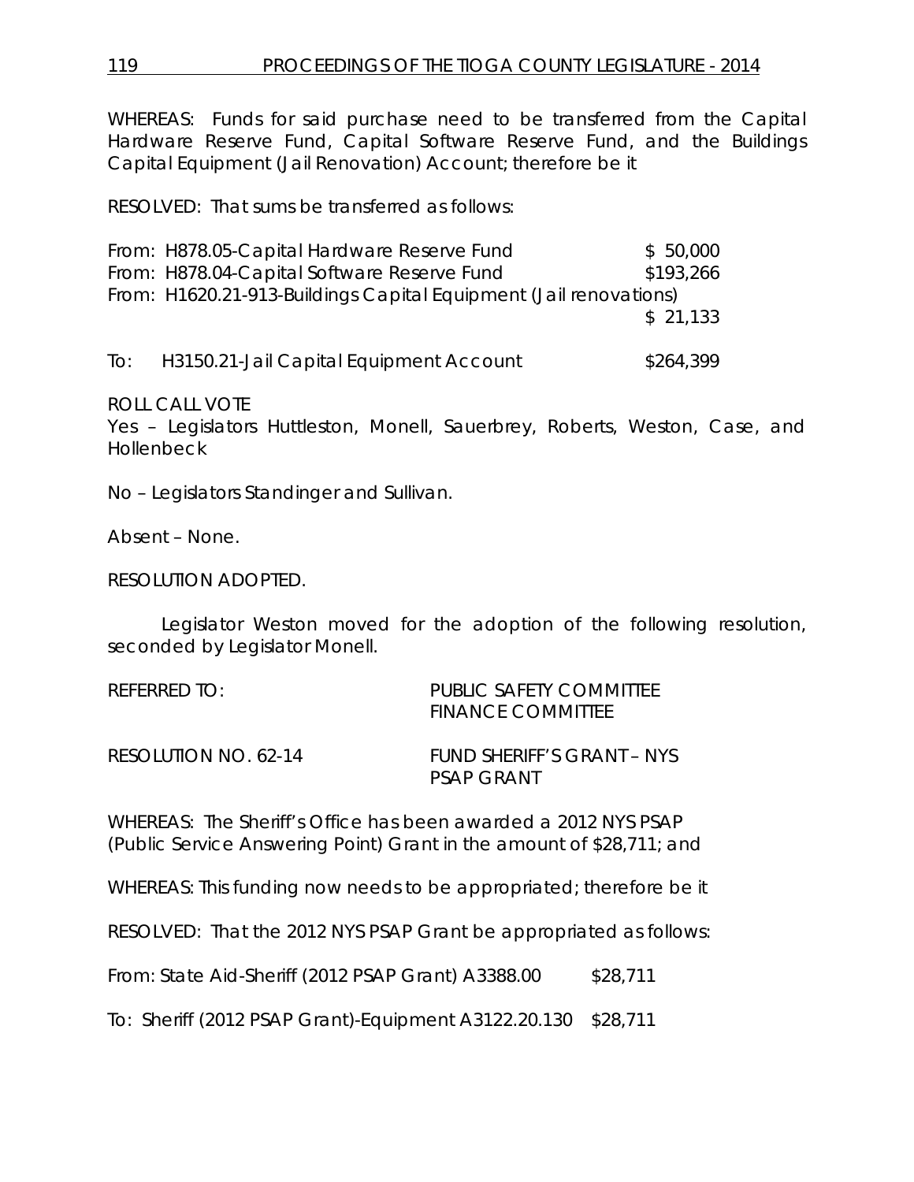WHEREAS: Funds for said purchase need to be transferred from the Capital Hardware Reserve Fund, Capital Software Reserve Fund, and the Buildings Capital Equipment (Jail Renovation) Account; therefore be it

RESOLVED: That sums be transferred as follows:

| | | |
|---|---|---|
| From: | H878.05-Capital Hardware Reserve Fund | $ 50,000 |
| From: | H878.04-Capital Software Reserve Fund | $193,266 |
| From: | H1620.21-913-Buildings Capital Equipment (Jail renovations) | $ 21,133 |
| To: | H3150.21-Jail Capital Equipment Account | $264,399 |

ROLL CALL VOTE
Yes – Legislators Huttleston, Monell, Sauerbrey, Roberts, Weston, Case, and Hollenbeck

No – Legislators Standinger and Sullivan.

Absent – None.

RESOLUTION ADOPTED.

Legislator Weston moved for the adoption of the following resolution, seconded by Legislator Monell.

REFERRED TO: PUBLIC SAFETY COMMITTEE
FINANCE COMMITTEE

RESOLUTION NO. 62-14 FUND SHERIFF'S GRANT – NYS PSAP GRANT

WHEREAS: The Sheriff's Office has been awarded a 2012 NYS PSAP (Public Service Answering Point) Grant in the amount of $28,711; and

WHEREAS: This funding now needs to be appropriated; therefore be it

RESOLVED: That the 2012 NYS PSAP Grant be appropriated as follows:

From: State Aid-Sheriff (2012 PSAP Grant) A3388.00 $28,711

To: Sheriff (2012 PSAP Grant)-Equipment A3122.20.130 $28,711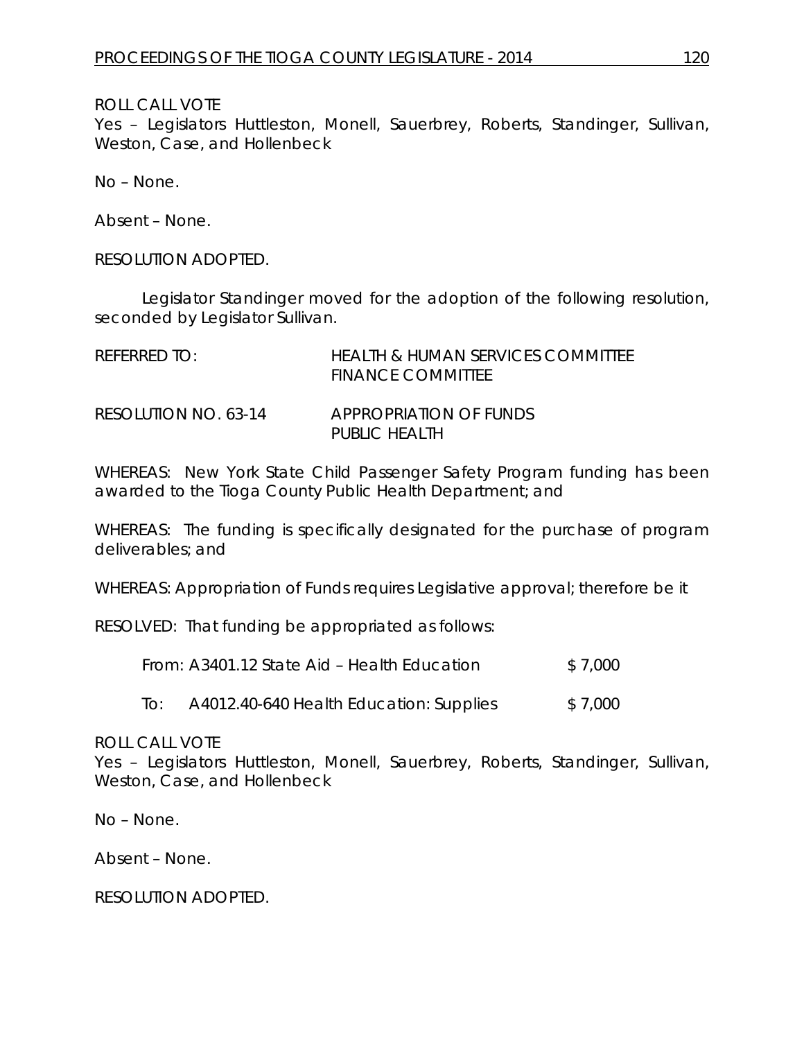ROLL CALL VOTE
Yes – Legislators Huttleston, Monell, Sauerbrey, Roberts, Standinger, Sullivan, Weston, Case, and Hollenbeck

No – None.

Absent – None.

RESOLUTION ADOPTED.

Legislator Standinger moved for the adoption of the following resolution, seconded by Legislator Sullivan.

REFERRED TO: HEALTH & HUMAN SERVICES COMMITTEE
FINANCE COMMITTEE

RESOLUTION NO. 63-14 APPROPRIATION OF FUNDS
PUBLIC HEALTH

WHEREAS: New York State Child Passenger Safety Program funding has been awarded to the Tioga County Public Health Department; and

WHEREAS: The funding is specifically designated for the purchase of program deliverables; and

WHEREAS: Appropriation of Funds requires Legislative approval; therefore be it

RESOLVED: That funding be appropriated as follows:

| | | |
|---|---|---|
| From: | A3401.12 State Aid – Health Education | $ 7,000 |
| To: | A4012.40-640 Health Education: Supplies | $ 7,000 |

ROLL CALL VOTE
Yes – Legislators Huttleston, Monell, Sauerbrey, Roberts, Standinger, Sullivan, Weston, Case, and Hollenbeck

No – None.

Absent – None.

RESOLUTION ADOPTED.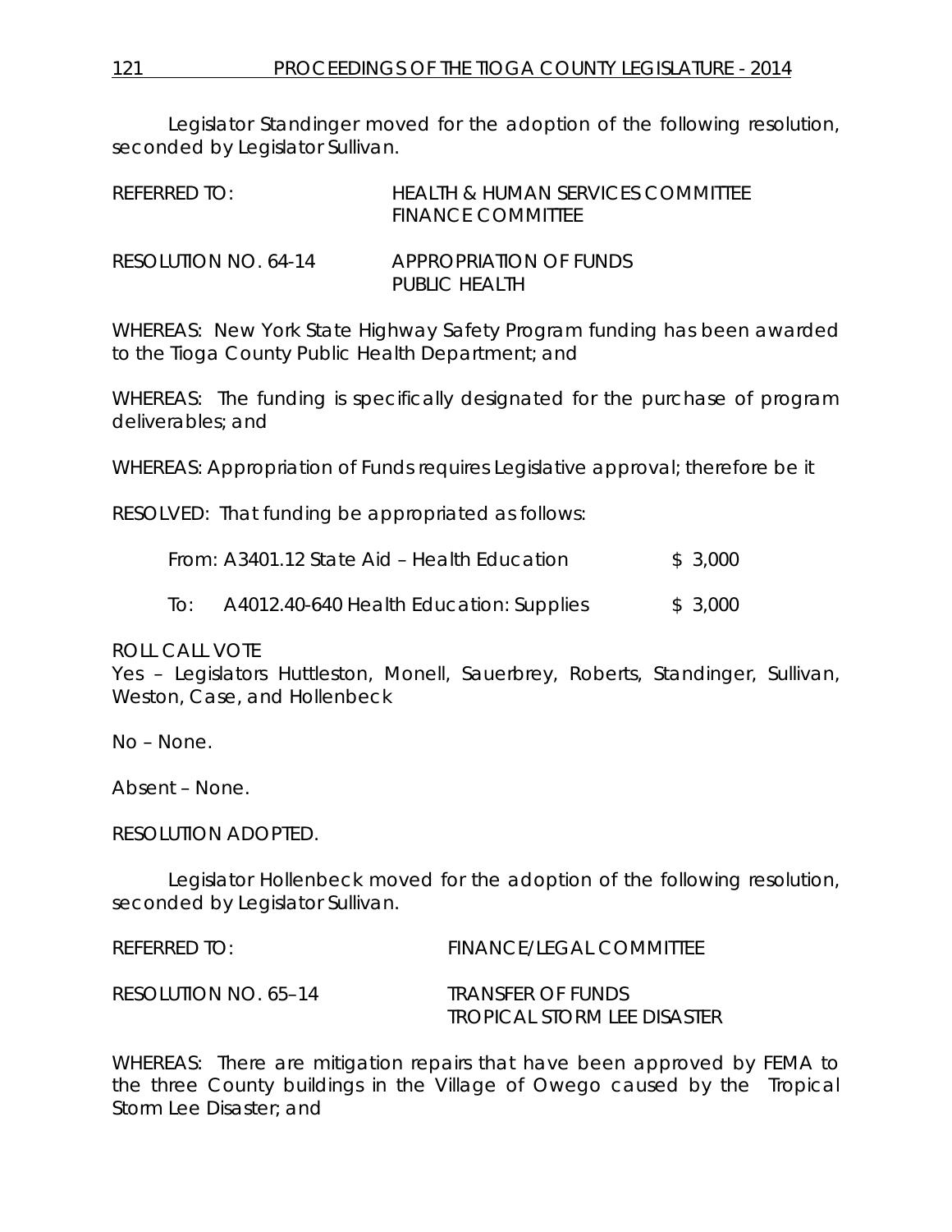Legislator Standinger moved for the adoption of the following resolution, seconded by Legislator Sullivan.

REFERRED TO: HEALTH & HUMAN SERVICES COMMITTEE
FINANCE COMMITTEE

RESOLUTION NO. 64-14 APPROPRIATION OF FUNDS
PUBLIC HEALTH

WHEREAS: New York State Highway Safety Program funding has been awarded to the Tioga County Public Health Department; and

WHEREAS: The funding is specifically designated for the purchase of program deliverables; and

WHEREAS: Appropriation of Funds requires Legislative approval; therefore be it

RESOLVED: That funding be appropriated as follows:

From: A3401.12 State Aid – Health Education $ 3,000

To: A4012.40-640 Health Education: Supplies $ 3,000

ROLL CALL VOTE
Yes – Legislators Huttleston, Monell, Sauerbrey, Roberts, Standinger, Sullivan, Weston, Case, and Hollenbeck

No – None.

Absent – None.

RESOLUTION ADOPTED.

Legislator Hollenbeck moved for the adoption of the following resolution, seconded by Legislator Sullivan.

REFERRED TO: FINANCE/LEGAL COMMITTEE

RESOLUTION NO. 65–14 TRANSFER OF FUNDS
TROPICAL STORM LEE DISASTER

WHEREAS: There are mitigation repairs that have been approved by FEMA to the three County buildings in the Village of Owego caused by the Tropical Storm Lee Disaster; and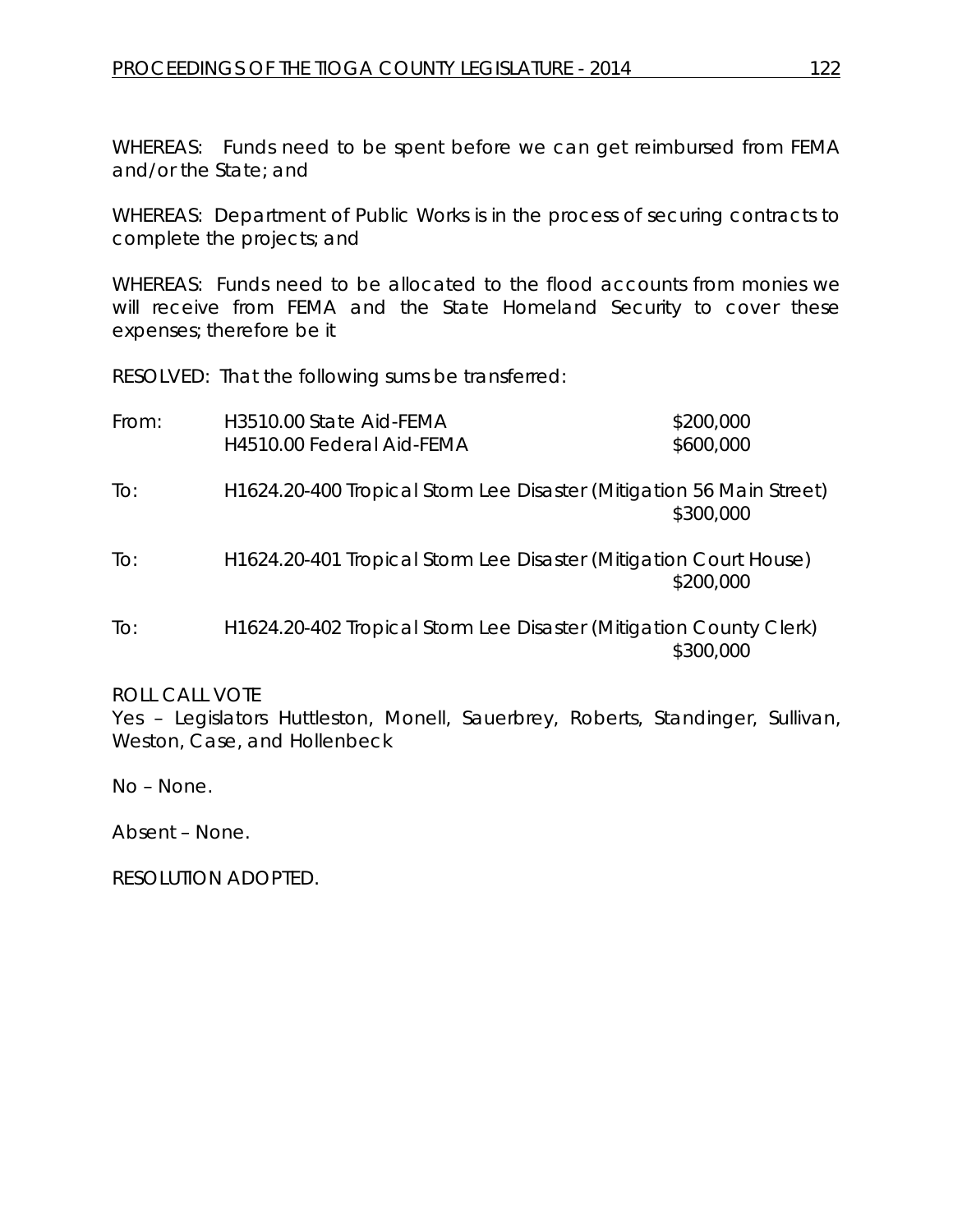WHEREAS: Funds need to be spent before we can get reimbursed from FEMA and/or the State; and

WHEREAS: Department of Public Works is in the process of securing contracts to complete the projects; and

WHEREAS: Funds need to be allocated to the flood accounts from monies we will receive from FEMA and the State Homeland Security to cover these expenses; therefore be it

RESOLVED: That the following sums be transferred:

| | | |
|---|---|---|
| From: | H3510.00 State Aid-FEMA | \$200,000 |
| | H4510.00 Federal Aid-FEMA | \$600,000 |
| To: | H1624.20-400 Tropical Storm Lee Disaster (Mitigation 56 Main Street) | \$300,000 |
| To: | H1624.20-401 Tropical Storm Lee Disaster (Mitigation Court House) | \$200,000 |
| To: | H1624.20-402 Tropical Storm Lee Disaster (Mitigation County Clerk) | \$300,000 |

ROLL CALL VOTE
Yes – Legislators Huttleston, Monell, Sauerbrey, Roberts, Standinger, Sullivan, Weston, Case, and Hollenbeck

No – None.

Absent – None.

RESOLUTION ADOPTED.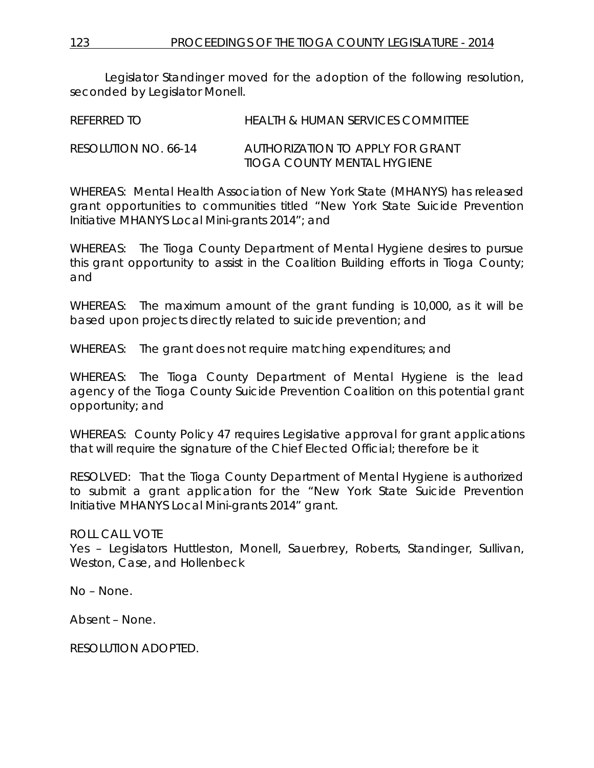Legislator Standinger moved for the adoption of the following resolution, seconded by Legislator Monell.

REFERRED TO HEALTH & HUMAN SERVICES COMMITTEE

RESOLUTION NO. 66-14 AUTHORIZATION TO APPLY FOR GRANT TIOGA COUNTY MENTAL HYGIENE

WHEREAS: Mental Health Association of New York State (MHANYS) has released grant opportunities to communities titled "New York State Suicide Prevention Initiative MHANYS Local Mini-grants 2014"; and

WHEREAS: The Tioga County Department of Mental Hygiene desires to pursue this grant opportunity to assist in the Coalition Building efforts in Tioga County; and

WHEREAS: The maximum amount of the grant funding is 10,000, as it will be based upon projects directly related to suicide prevention; and

WHEREAS: The grant does not require matching expenditures; and

WHEREAS: The Tioga County Department of Mental Hygiene is the lead agency of the Tioga County Suicide Prevention Coalition on this potential grant opportunity; and

WHEREAS: County Policy 47 requires Legislative approval for grant applications that will require the signature of the Chief Elected Official; therefore be it

RESOLVED: That the Tioga County Department of Mental Hygiene is authorized to submit a grant application for the "New York State Suicide Prevention Initiative MHANYS Local Mini-grants 2014" grant.

ROLL CALL VOTE
Yes – Legislators Huttleston, Monell, Sauerbrey, Roberts, Standinger, Sullivan, Weston, Case, and Hollenbeck

No – None.

Absent – None.

RESOLUTION ADOPTED.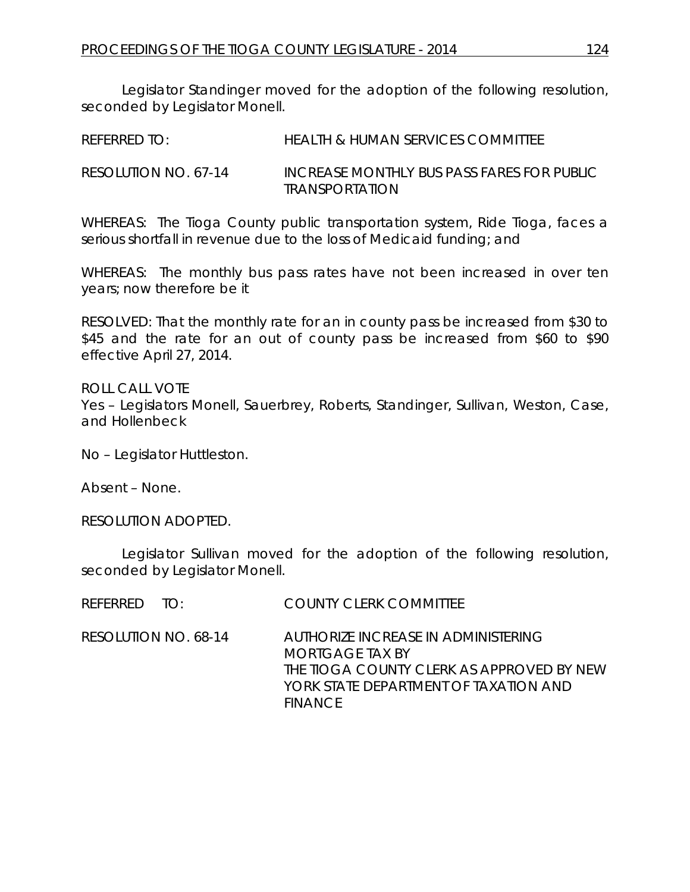Legislator Standinger moved for the adoption of the following resolution, seconded by Legislator Monell.

REFERRED TO: HEALTH & HUMAN SERVICES COMMITTEE

RESOLUTION NO. 67-14 INCREASE MONTHLY BUS PASS FARES FOR PUBLIC TRANSPORTATION

WHEREAS: The Tioga County public transportation system, Ride Tioga, faces a serious shortfall in revenue due to the loss of Medicaid funding; and

WHEREAS: The monthly bus pass rates have not been increased in over ten years; now therefore be it

RESOLVED: That the monthly rate for an in county pass be increased from $30 to $45 and the rate for an out of county pass be increased from $60 to $90 effective April 27, 2014.

ROLL CALL VOTE
Yes – Legislators Monell, Sauerbrey, Roberts, Standinger, Sullivan, Weston, Case, and Hollenbeck

No – Legislator Huttleston.

Absent – None.

RESOLUTION ADOPTED.

Legislator Sullivan moved for the adoption of the following resolution, seconded by Legislator Monell.

REFERRED TO: COUNTY CLERK COMMITTEE

RESOLUTION NO. 68-14 AUTHORIZE INCREASE IN ADMINISTERING MORTGAGE TAX BY THE TIOGA COUNTY CLERK AS APPROVED BY NEW YORK STATE DEPARTMENT OF TAXATION AND FINANCE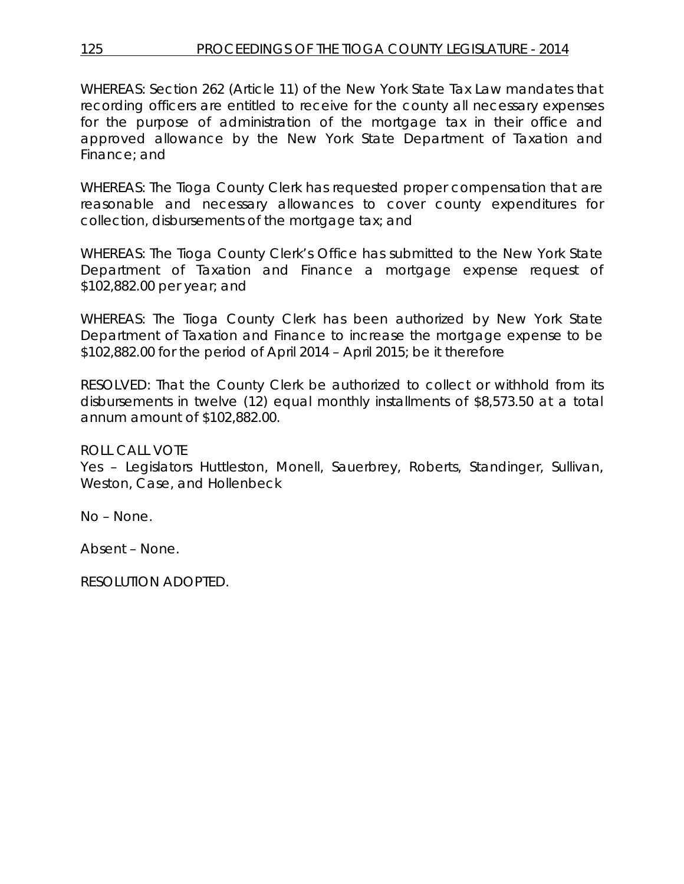WHEREAS: Section 262 (Article 11) of the New York State Tax Law mandates that recording officers are entitled to receive for the county all necessary expenses for the purpose of administration of the mortgage tax in their office and approved allowance by the New York State Department of Taxation and Finance; and

WHEREAS: The Tioga County Clerk has requested proper compensation that are reasonable and necessary allowances to cover county expenditures for collection, disbursements of the mortgage tax; and

WHEREAS: The Tioga County Clerk's Office has submitted to the New York State Department of Taxation and Finance a mortgage expense request of $102,882.00 per year; and

WHEREAS: The Tioga County Clerk has been authorized by New York State Department of Taxation and Finance to increase the mortgage expense to be $102,882.00 for the period of April 2014 – April 2015; be it therefore

RESOLVED: That the County Clerk be authorized to collect or withhold from its disbursements in twelve (12) equal monthly installments of $8,573.50 at a total annum amount of $102,882.00.

ROLL CALL VOTE
Yes – Legislators Huttleston, Monell, Sauerbrey, Roberts, Standinger, Sullivan, Weston, Case, and Hollenbeck

No – None.

Absent – None.

RESOLUTION ADOPTED.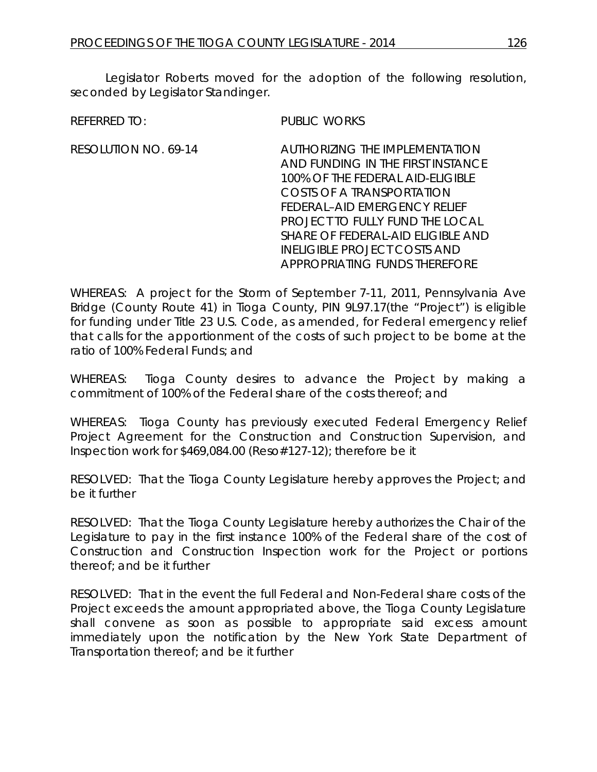Legislator Roberts moved for the adoption of the following resolution, seconded by Legislator Standinger.

REFERRED TO: PUBLIC WORKS

RESOLUTION NO. 69-14 AUTHORIZING THE IMPLEMENTATION AND FUNDING IN THE FIRST INSTANCE 100% OF THE FEDERAL AID-ELIGIBLE COSTS OF A TRANSPORTATION FEDERAL–AID EMERGENCY RELIEF PROJECT TO FULLY FUND THE LOCAL SHARE OF FEDERAL-AID ELIGIBLE AND INELIGIBLE PROJECT COSTS AND APPROPRIATING FUNDS THEREFORE

WHEREAS: A project for the Storm of September 7-11, 2011, Pennsylvania Ave Bridge (County Route 41) in Tioga County, PIN 9L97.17(the "Project") is eligible for funding under Title 23 U.S. Code, as amended, for Federal emergency relief that calls for the apportionment of the costs of such project to be borne at the ratio of 100% Federal Funds; and

WHEREAS: Tioga County desires to advance the Project by making a commitment of 100% of the Federal share of the costs thereof; and

WHEREAS: Tioga County has previously executed Federal Emergency Relief Project Agreement for the Construction and Construction Supervision, and Inspection work for $469,084.00 (Reso#127-12); therefore be it

RESOLVED: That the Tioga County Legislature hereby approves the Project; and be it further

RESOLVED: That the Tioga County Legislature hereby authorizes the Chair of the Legislature to pay in the first instance 100% of the Federal share of the cost of Construction and Construction Inspection work for the Project or portions thereof; and be it further

RESOLVED: That in the event the full Federal and Non-Federal share costs of the Project exceeds the amount appropriated above, the Tioga County Legislature shall convene as soon as possible to appropriate said excess amount immediately upon the notification by the New York State Department of Transportation thereof; and be it further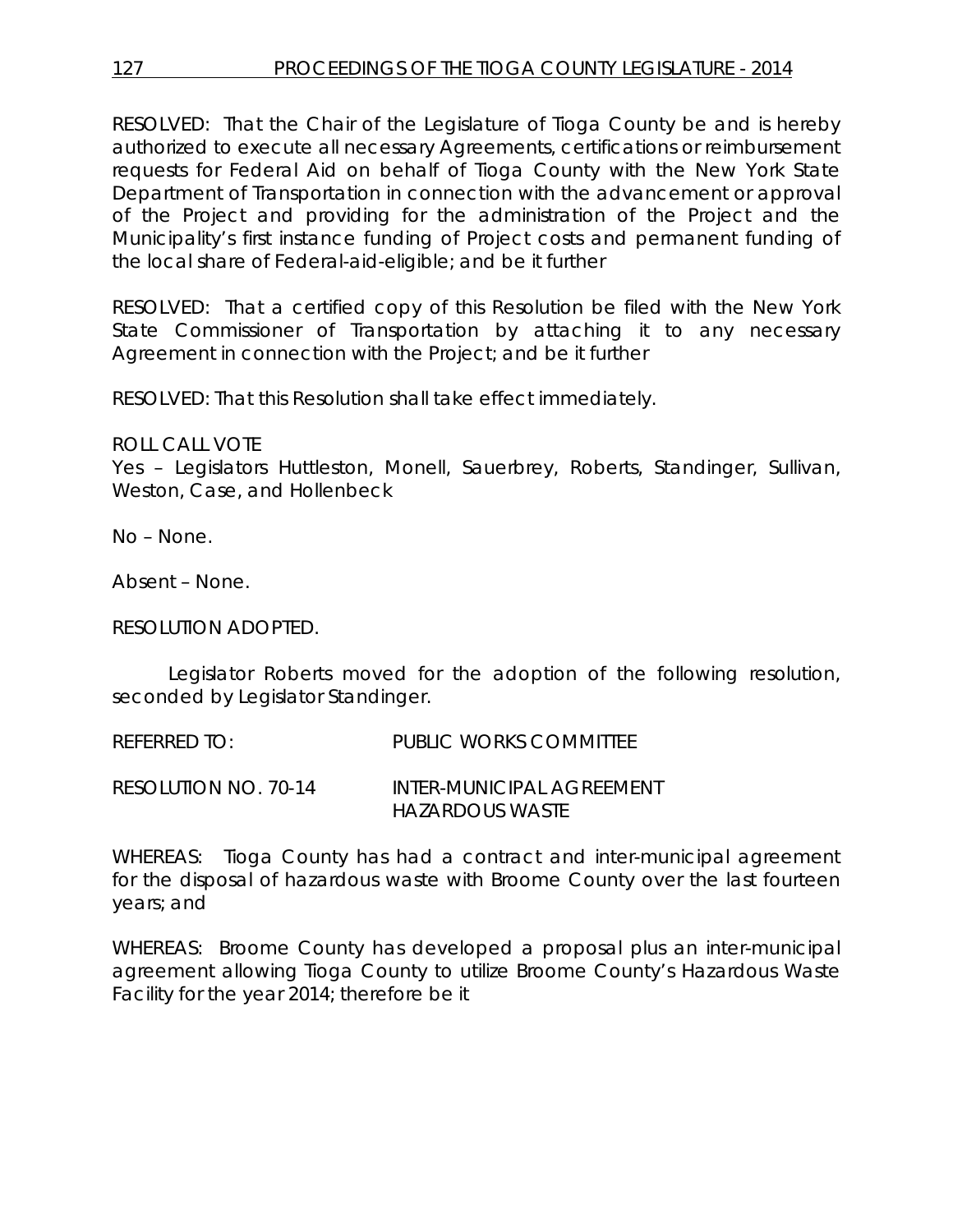RESOLVED: That the Chair of the Legislature of Tioga County be and is hereby authorized to execute all necessary Agreements, certifications or reimbursement requests for Federal Aid on behalf of Tioga County with the New York State Department of Transportation in connection with the advancement or approval of the Project and providing for the administration of the Project and the Municipality's first instance funding of Project costs and permanent funding of the local share of Federal-aid-eligible; and be it further

RESOLVED: That a certified copy of this Resolution be filed with the New York State Commissioner of Transportation by attaching it to any necessary Agreement in connection with the Project; and be it further

RESOLVED: That this Resolution shall take effect immediately.

ROLL CALL VOTE
Yes – Legislators Huttleston, Monell, Sauerbrey, Roberts, Standinger, Sullivan, Weston, Case, and Hollenbeck

No – None.

Absent – None.

RESOLUTION ADOPTED.

Legislator Roberts moved for the adoption of the following resolution, seconded by Legislator Standinger.

REFERRED TO: PUBLIC WORKS COMMITTEE

RESOLUTION NO. 70-14 INTER-MUNICIPAL AGREEMENT HAZARDOUS WASTE

WHEREAS: Tioga County has had a contract and inter-municipal agreement for the disposal of hazardous waste with Broome County over the last fourteen years; and

WHEREAS: Broome County has developed a proposal plus an inter-municipal agreement allowing Tioga County to utilize Broome County's Hazardous Waste Facility for the year 2014; therefore be it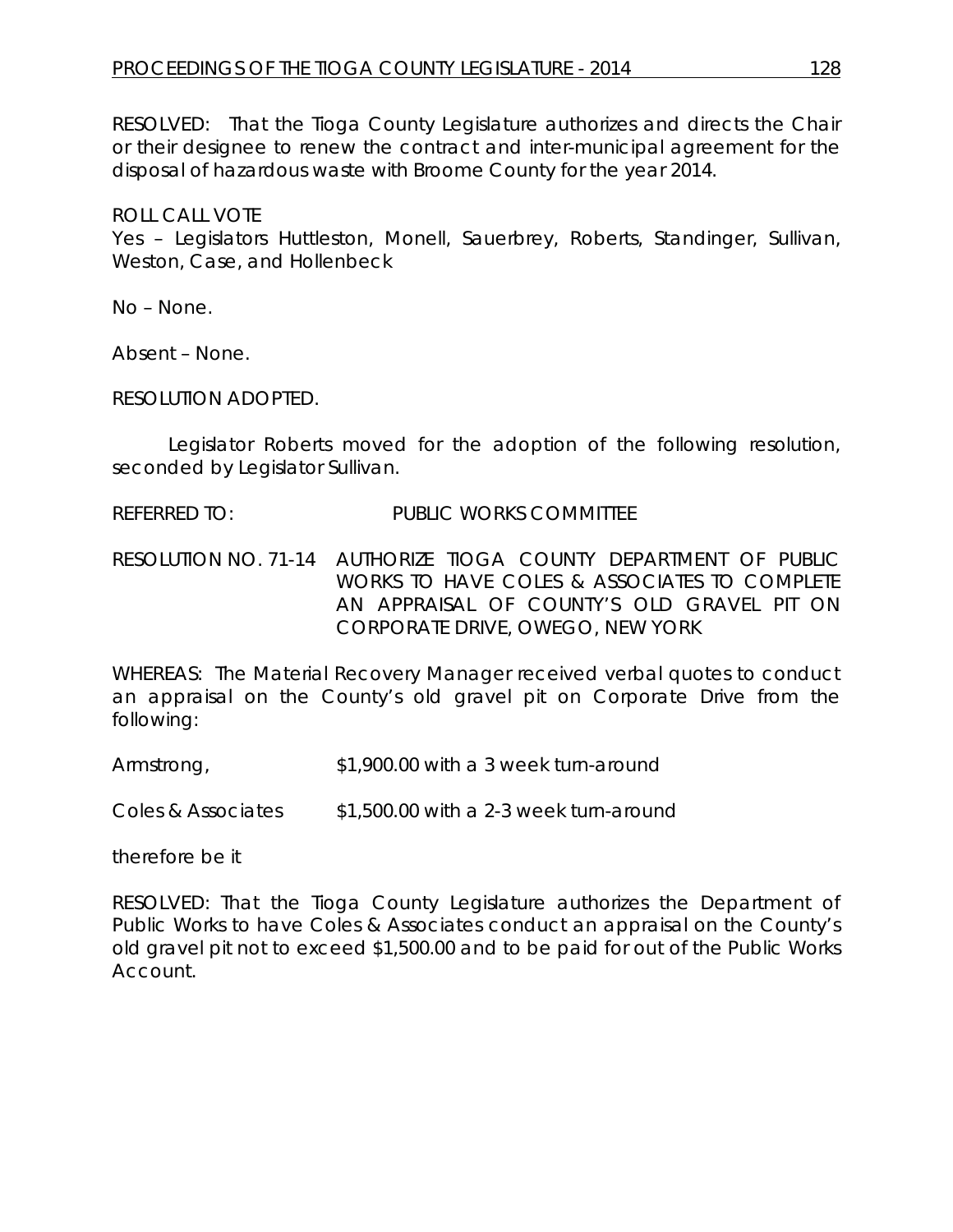RESOLVED: That the Tioga County Legislature authorizes and directs the Chair or their designee to renew the contract and inter-municipal agreement for the disposal of hazardous waste with Broome County for the year 2014.

ROLL CALL VOTE
Yes – Legislators Huttleston, Monell, Sauerbrey, Roberts, Standinger, Sullivan, Weston, Case, and Hollenbeck

No – None.

Absent – None.

RESOLUTION ADOPTED.

Legislator Roberts moved for the adoption of the following resolution, seconded by Legislator Sullivan.

REFERRED TO: PUBLIC WORKS COMMITTEE

RESOLUTION NO. 71-14 AUTHORIZE TIOGA COUNTY DEPARTMENT OF PUBLIC WORKS TO HAVE COLES & ASSOCIATES TO COMPLETE AN APPRAISAL OF COUNTY'S OLD GRAVEL PIT ON CORPORATE DRIVE, OWEGO, NEW YORK

WHEREAS: The Material Recovery Manager received verbal quotes to conduct an appraisal on the County's old gravel pit on Corporate Drive from the following:

Armstrong, $1,900.00 with a 3 week turn-around

Coles & Associates $1,500.00 with a 2-3 week turn-around

therefore be it

RESOLVED: That the Tioga County Legislature authorizes the Department of Public Works to have Coles & Associates conduct an appraisal on the County's old gravel pit not to exceed $1,500.00 and to be paid for out of the Public Works Account.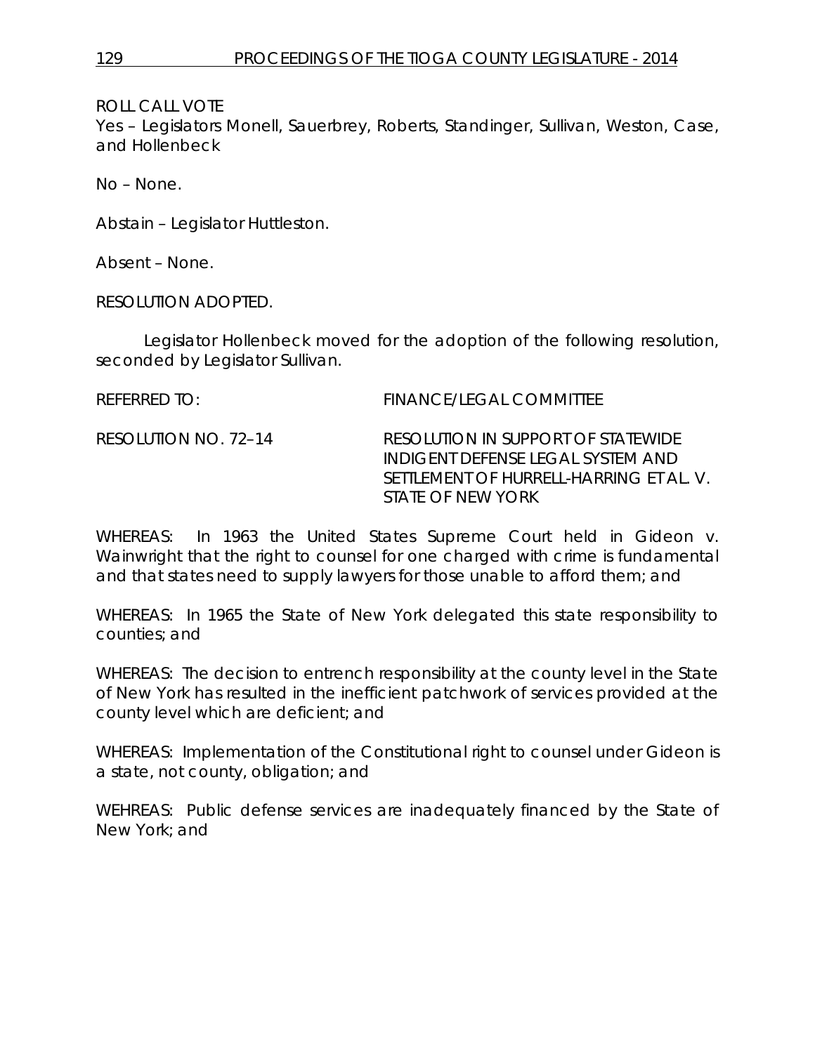ROLL CALL VOTE
Yes – Legislators Monell, Sauerbrey, Roberts, Standinger, Sullivan, Weston, Case, and Hollenbeck

No – None.

Abstain – Legislator Huttleston.

Absent – None.

RESOLUTION ADOPTED.

Legislator Hollenbeck moved for the adoption of the following resolution, seconded by Legislator Sullivan.

REFERRED TO: FINANCE/LEGAL COMMITTEE

RESOLUTION NO. 72–14 RESOLUTION IN SUPPORT OF STATEWIDE INDIGENT DEFENSE LEGAL SYSTEM AND SETTLEMENT OF HURRELL-HARRING ET AL. V. STATE OF NEW YORK

WHEREAS: In 1963 the United States Supreme Court held in Gideon v. Wainwright that the right to counsel for one charged with crime is fundamental and that states need to supply lawyers for those unable to afford them; and

WHEREAS: In 1965 the State of New York delegated this state responsibility to counties; and

WHEREAS: The decision to entrench responsibility at the county level in the State of New York has resulted in the inefficient patchwork of services provided at the county level which are deficient; and

WHEREAS: Implementation of the Constitutional right to counsel under Gideon is a state, not county, obligation; and

WEHREAS: Public defense services are inadequately financed by the State of New York; and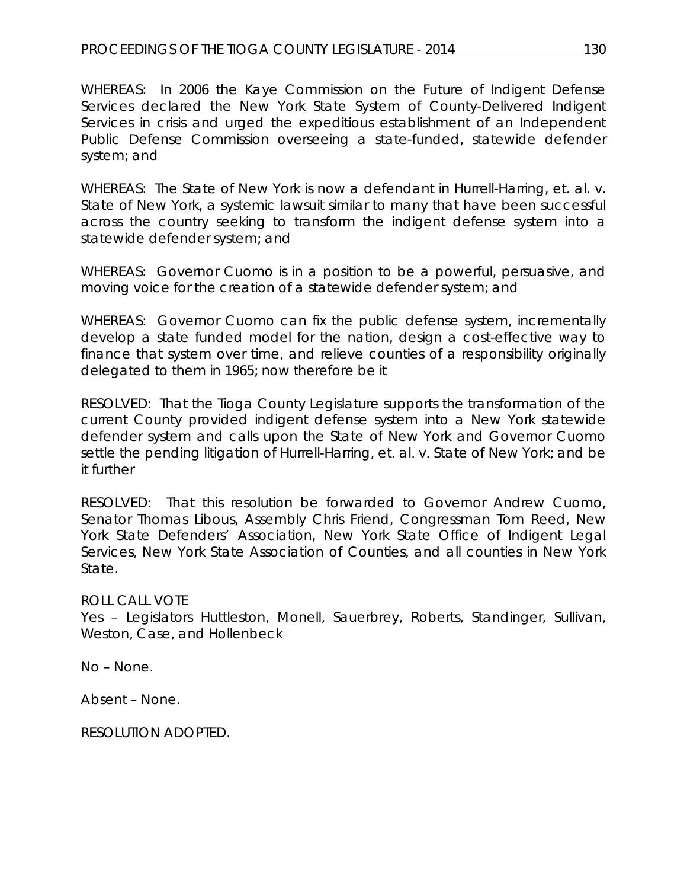WHEREAS: In 2006 the Kaye Commission on the Future of Indigent Defense Services declared the New York State System of County-Delivered Indigent Services in crisis and urged the expeditious establishment of an Independent Public Defense Commission overseeing a state-funded, statewide defender system; and

WHEREAS: The State of New York is now a defendant in Hurrell-Harring, et. al. v. State of New York, a systemic lawsuit similar to many that have been successful across the country seeking to transform the indigent defense system into a statewide defender system; and

WHEREAS: Governor Cuomo is in a position to be a powerful, persuasive, and moving voice for the creation of a statewide defender system; and

WHEREAS: Governor Cuomo can fix the public defense system, incrementally develop a state funded model for the nation, design a cost-effective way to finance that system over time, and relieve counties of a responsibility originally delegated to them in 1965; now therefore be it

RESOLVED: That the Tioga County Legislature supports the transformation of the current County provided indigent defense system into a New York statewide defender system and calls upon the State of New York and Governor Cuomo settle the pending litigation of Hurrell-Harring, et. al. v. State of New York; and be it further

RESOLVED: That this resolution be forwarded to Governor Andrew Cuomo, Senator Thomas Libous, Assembly Chris Friend, Congressman Tom Reed, New York State Defenders' Association, New York State Office of Indigent Legal Services, New York State Association of Counties, and all counties in New York State.

ROLL CALL VOTE
Yes – Legislators Huttleston, Monell, Sauerbrey, Roberts, Standinger, Sullivan, Weston, Case, and Hollenbeck

No – None.

Absent – None.

RESOLUTION ADOPTED.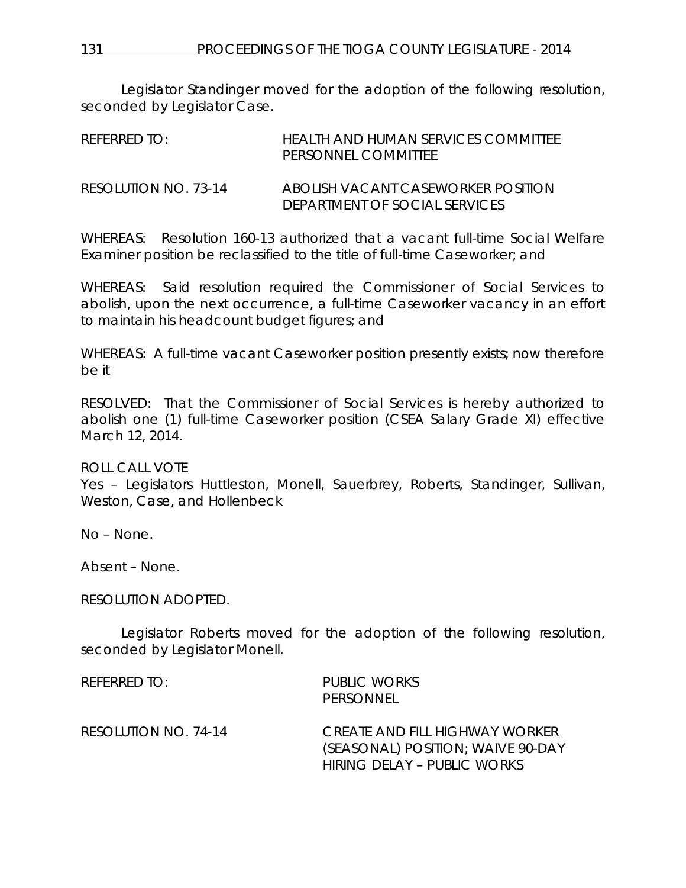Legislator Standinger moved for the adoption of the following resolution, seconded by Legislator Case.

REFERRED TO: HEALTH AND HUMAN SERVICES COMMITTEE
PERSONNEL COMMITTEE

RESOLUTION NO. 73-14 ABOLISH VACANT CASEWORKER POSITION
DEPARTMENT OF SOCIAL SERVICES

WHEREAS: Resolution 160-13 authorized that a vacant full-time Social Welfare Examiner position be reclassified to the title of full-time Caseworker; and

WHEREAS: Said resolution required the Commissioner of Social Services to abolish, upon the next occurrence, a full-time Caseworker vacancy in an effort to maintain his headcount budget figures; and

WHEREAS: A full-time vacant Caseworker position presently exists; now therefore be it

RESOLVED: That the Commissioner of Social Services is hereby authorized to abolish one (1) full-time Caseworker position (CSEA Salary Grade XI) effective March 12, 2014.

ROLL CALL VOTE
Yes – Legislators Huttleston, Monell, Sauerbrey, Roberts, Standinger, Sullivan, Weston, Case, and Hollenbeck

No – None.

Absent – None.

RESOLUTION ADOPTED.

Legislator Roberts moved for the adoption of the following resolution, seconded by Legislator Monell.

REFERRED TO: PUBLIC WORKS
PERSONNEL

RESOLUTION NO. 74-14 CREATE AND FILL HIGHWAY WORKER (SEASONAL) POSITION; WAIVE 90-DAY HIRING DELAY – PUBLIC WORKS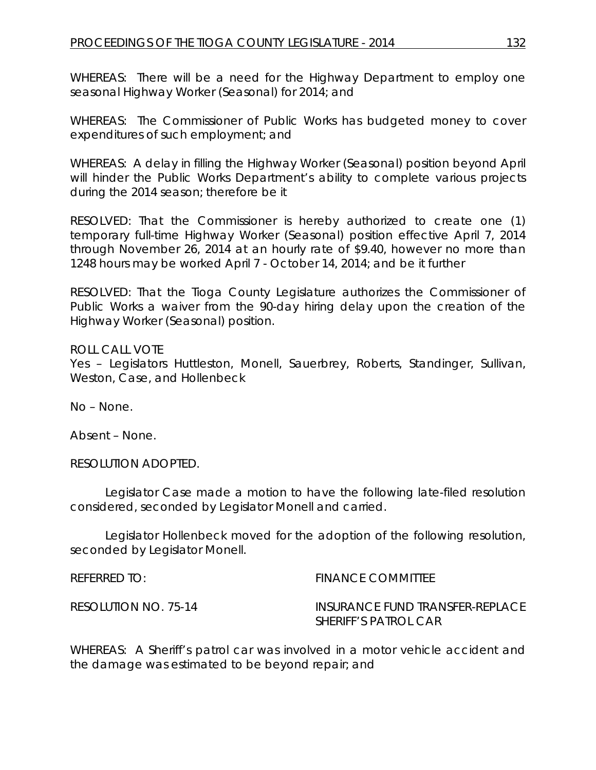WHEREAS: There will be a need for the Highway Department to employ one seasonal Highway Worker (Seasonal) for 2014; and

WHEREAS: The Commissioner of Public Works has budgeted money to cover expenditures of such employment; and

WHEREAS: A delay in filling the Highway Worker (Seasonal) position beyond April will hinder the Public Works Department's ability to complete various projects during the 2014 season; therefore be it

RESOLVED: That the Commissioner is hereby authorized to create one (1) temporary full-time Highway Worker (Seasonal) position effective April 7, 2014 through November 26, 2014 at an hourly rate of $9.40, however no more than 1248 hours may be worked April 7 - October 14, 2014; and be it further

RESOLVED: That the Tioga County Legislature authorizes the Commissioner of Public Works a waiver from the 90-day hiring delay upon the creation of the Highway Worker (Seasonal) position.

ROLL CALL VOTE
Yes – Legislators Huttleston, Monell, Sauerbrey, Roberts, Standinger, Sullivan, Weston, Case, and Hollenbeck

No – None.

Absent – None.

RESOLUTION ADOPTED.

Legislator Case made a motion to have the following late-filed resolution considered, seconded by Legislator Monell and carried.

Legislator Hollenbeck moved for the adoption of the following resolution, seconded by Legislator Monell.

REFERRED TO: FINANCE COMMITTEE

RESOLUTION NO. 75-14 INSURANCE FUND TRANSFER-REPLACE SHERIFF'S PATROL CAR

WHEREAS: A Sheriff's patrol car was involved in a motor vehicle accident and the damage was estimated to be beyond repair; and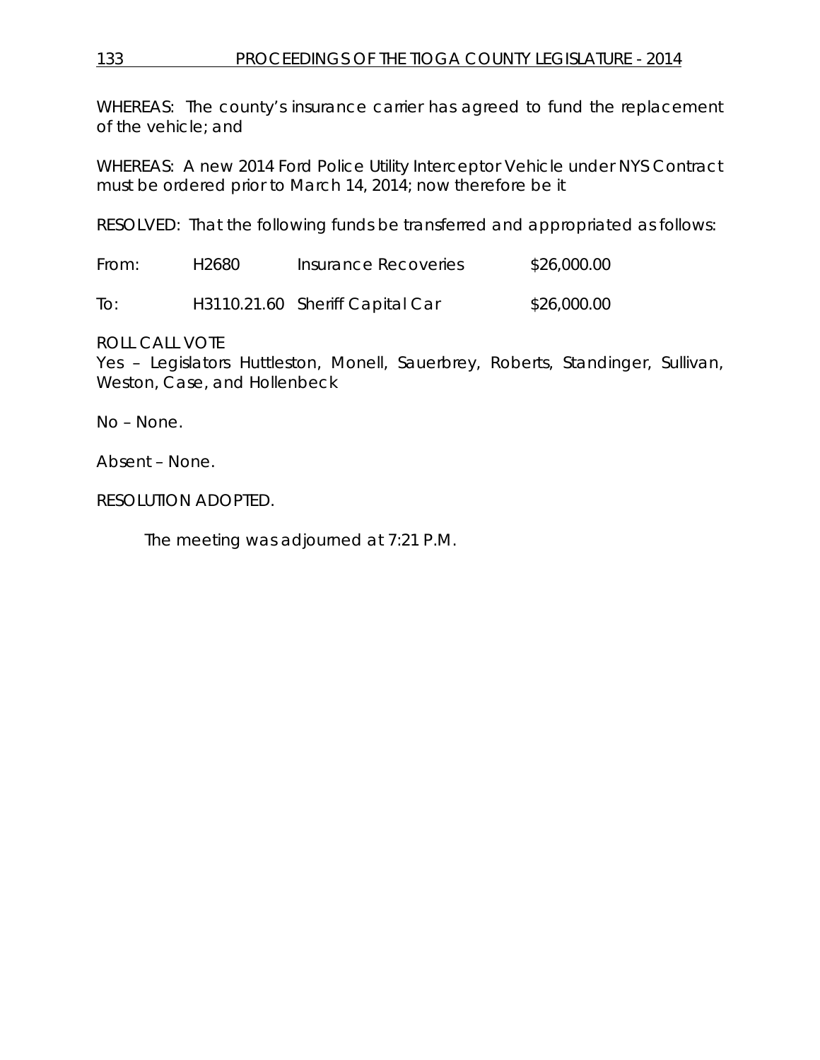WHEREAS: The county's insurance carrier has agreed to fund the replacement of the vehicle; and

WHEREAS: A new 2014 Ford Police Utility Interceptor Vehicle under NYS Contract must be ordered prior to March 14, 2014; now therefore be it

RESOLVED: That the following funds be transferred and appropriated as follows:

| | | | |
|---|---|---|---|
| From: | H2680 | Insurance Recoveries | \$26,000.00 |
| To: | H3110.21.60 | Sheriff Capital Car | \$26,000.00 |

ROLL CALL VOTE
Yes – Legislators Huttleston, Monell, Sauerbrey, Roberts, Standinger, Sullivan, Weston, Case, and Hollenbeck

No – None.

Absent – None.

RESOLUTION ADOPTED.

The meeting was adjourned at 7:21 P.M.